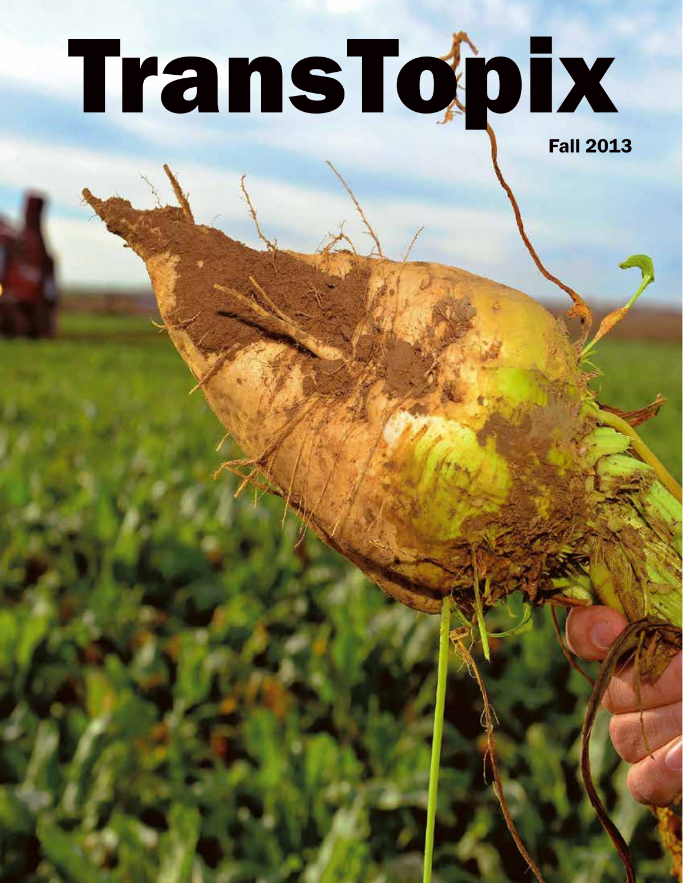# TransTopix

Fall 2013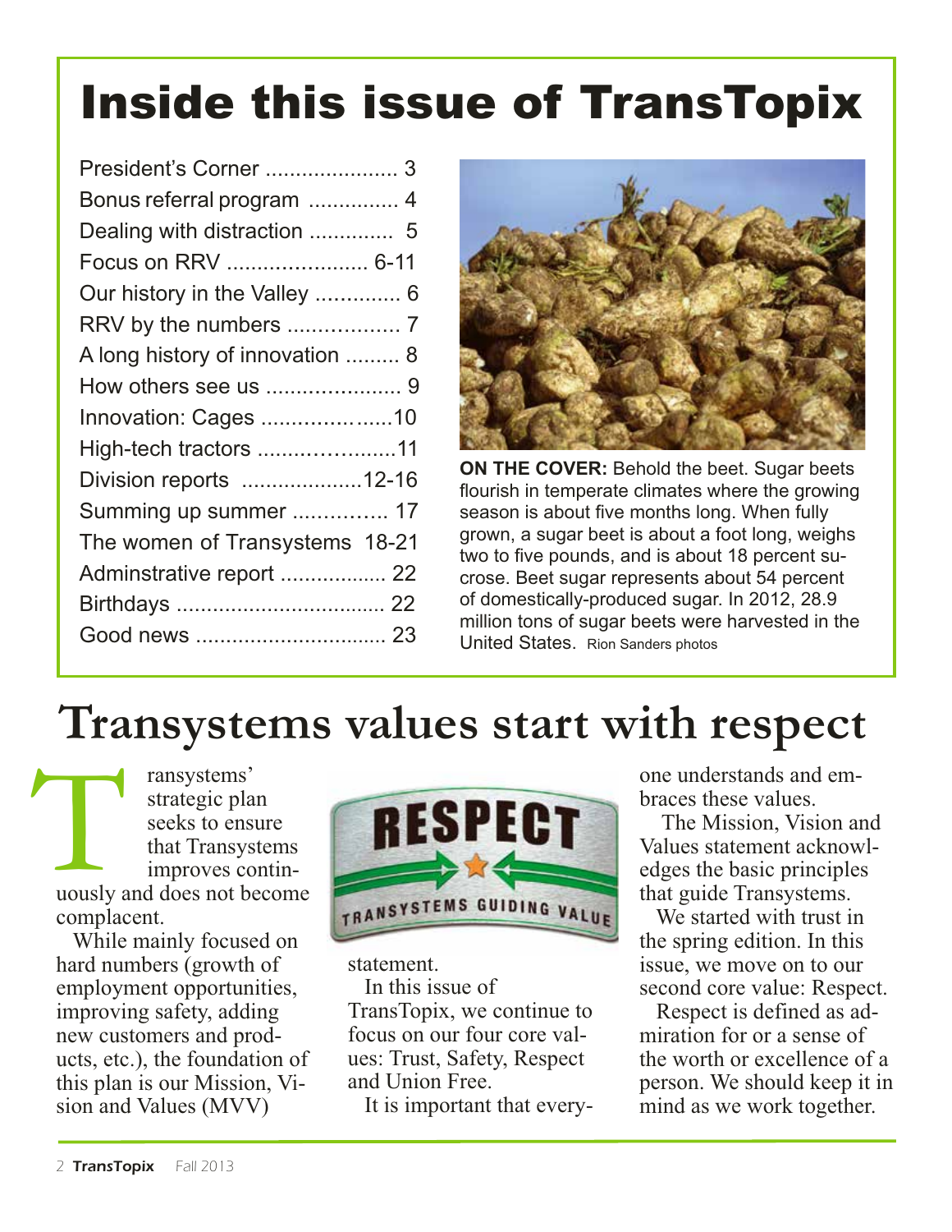# Inside this issue of TransTopix

- President's Corner ...................... 3
- Bonus referral program ............... 4
- Dealing with distraction .............. 5
- Focus on RRV ....................... 6-11
- Our history in the Valley .............. 6
- RRV by the numbers .................. 7
- A long history of innovation ......... 8
- How others see us ...................... 9
- Innovation: Cages .....................10
- High-tech tractors .......................11
- Division reports ....................12-16
- Summing up summer ............... 17
- The women of Transystems 18-21
- Adminstrative report .................. 22
- Birthdays ................................... 22
- Good news ................................ 23

**ON THE COVER:** Behold the beet. Sugar beets flourish in temperate climates where the growing season is about five months long. When fully grown, a sugar beet is about a foot long, weighs two to five pounds, and is about 18 percent sucrose. Beet sugar represents about 54 percent of domestically-produced sugar. In 2012, 28.9 million tons of sugar beets were harvested in the United States. Rion Sanders photos

# Transystems values start with respect

Transystems' strategic plan seeks to ensure that Transystems improves continuously and does not become complacent.

While mainly focused on hard numbers (growth of employment opportunities, improving safety, adding new customers and products, etc.), the foundation of this plan is our Mission, Vision and Values (MVV) statement.

In this issue of TransTopix, we continue to focus on our four core values: Trust, Safety, Respect and Union Free.

It is important that everyone understands and embraces these values.

The Mission, Vision and Values statement acknowledges the basic principles that guide Transystems.

We started with trust in the spring edition. In this issue, we move on to our second core value: Respect.

Respect is defined as admiration for or a sense of the worth or excellence of a person. We should keep it in mind as we work together.

RESPECT — TRANSYSTEMS GUIDING VALUE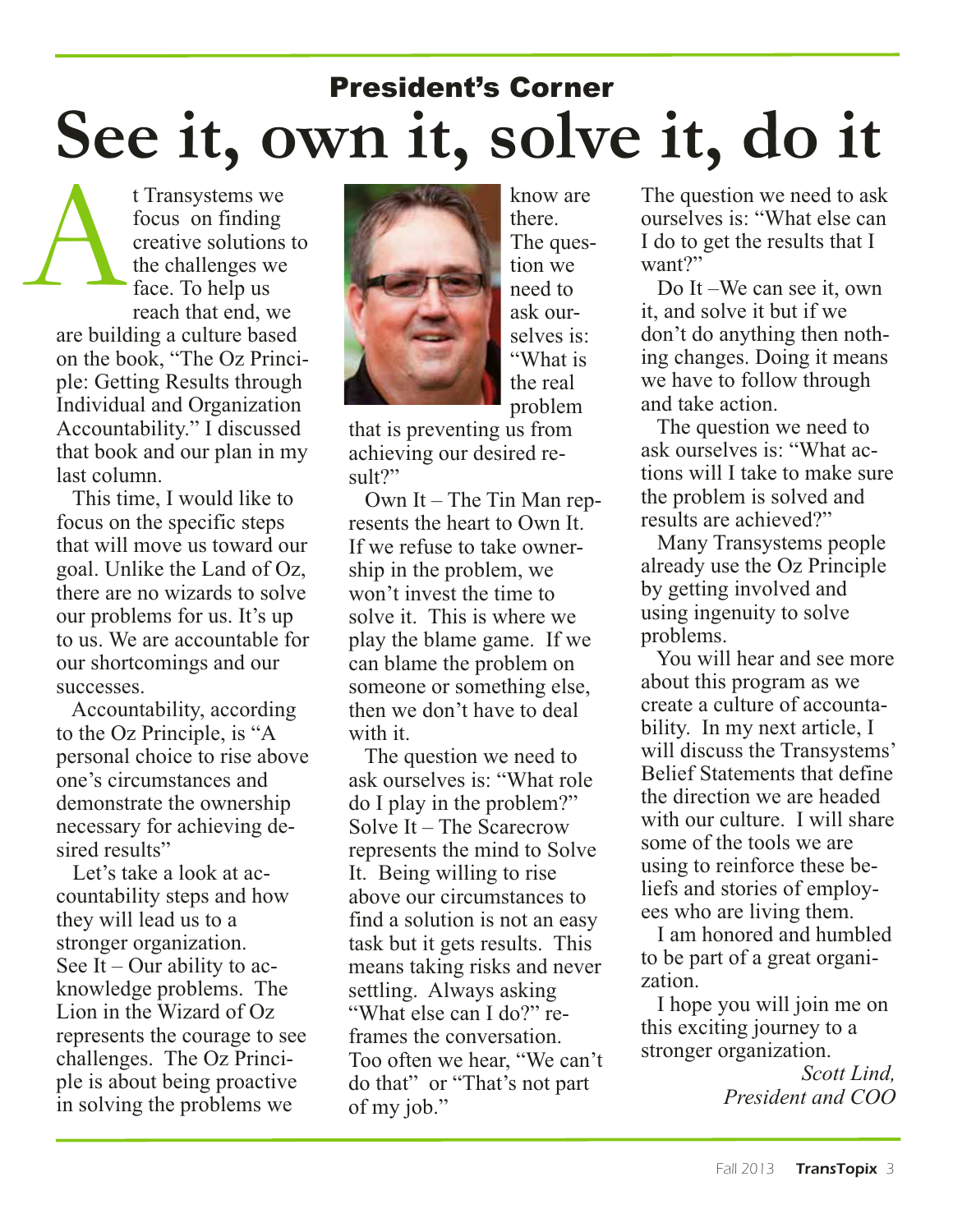## President's Corner

# See it, own it, solve it, do it

At Transystems we focus on finding creative solutions to the challenges we face. To help us reach that end, we are building a culture based on the book, "The Oz Principle: Getting Results through Individual and Organization Accountability." I discussed that book and our plan in my last column.

This time, I would like to focus on the specific steps that will move us toward our goal. Unlike the Land of Oz, there are no wizards to solve our problems for us. It's up to us. We are accountable for our shortcomings and our successes.

Accountability, according to the Oz Principle, is "A personal choice to rise above one's circumstances and demonstrate the ownership necessary for achieving desired results"

Let's take a look at accountability steps and how they will lead us to a stronger organization.

See It – Our ability to acknowledge problems. The Lion in the Wizard of Oz represents the courage to see challenges. The Oz Principle is about being proactive in solving the problems we know are there. The question we need to ask ourselves is: "What is the real problem that is preventing us from achieving our desired result?"

Own It – The Tin Man represents the heart to Own It. If we refuse to take ownership in the problem, we won't invest the time to solve it. This is where we play the blame game. If we can blame the problem on someone or something else, then we don't have to deal with it.

The question we need to ask ourselves is: "What role do I play in the problem?"

Solve It – The Scarecrow represents the mind to Solve It. Being willing to rise above our circumstances to find a solution is not an easy task but it gets results. This means taking risks and never settling. Always asking "What else can I do?" reframes the conversation. Too often we hear, "We can't do that" or "That's not part of my job."

The question we need to ask ourselves is: "What else can I do to get the results that I want?"

Do It –We can see it, own it, and solve it but if we don't do anything then nothing changes. Doing it means we have to follow through and take action.

The question we need to ask ourselves is: "What actions will I take to make sure the problem is solved and results are achieved?"

Many Transystems people already use the Oz Principle by getting involved and using ingenuity to solve problems.

You will hear and see more about this program as we create a culture of accountability. In my next article, I will discuss the Transystems' Belief Statements that define the direction we are headed with our culture. I will share some of the tools we are using to reinforce these beliefs and stories of employees who are living them.

I am honored and humbled to be part of a great organization.

I hope you will join me on this exciting journey to a stronger organization.

*Scott Lind,*
*President and COO*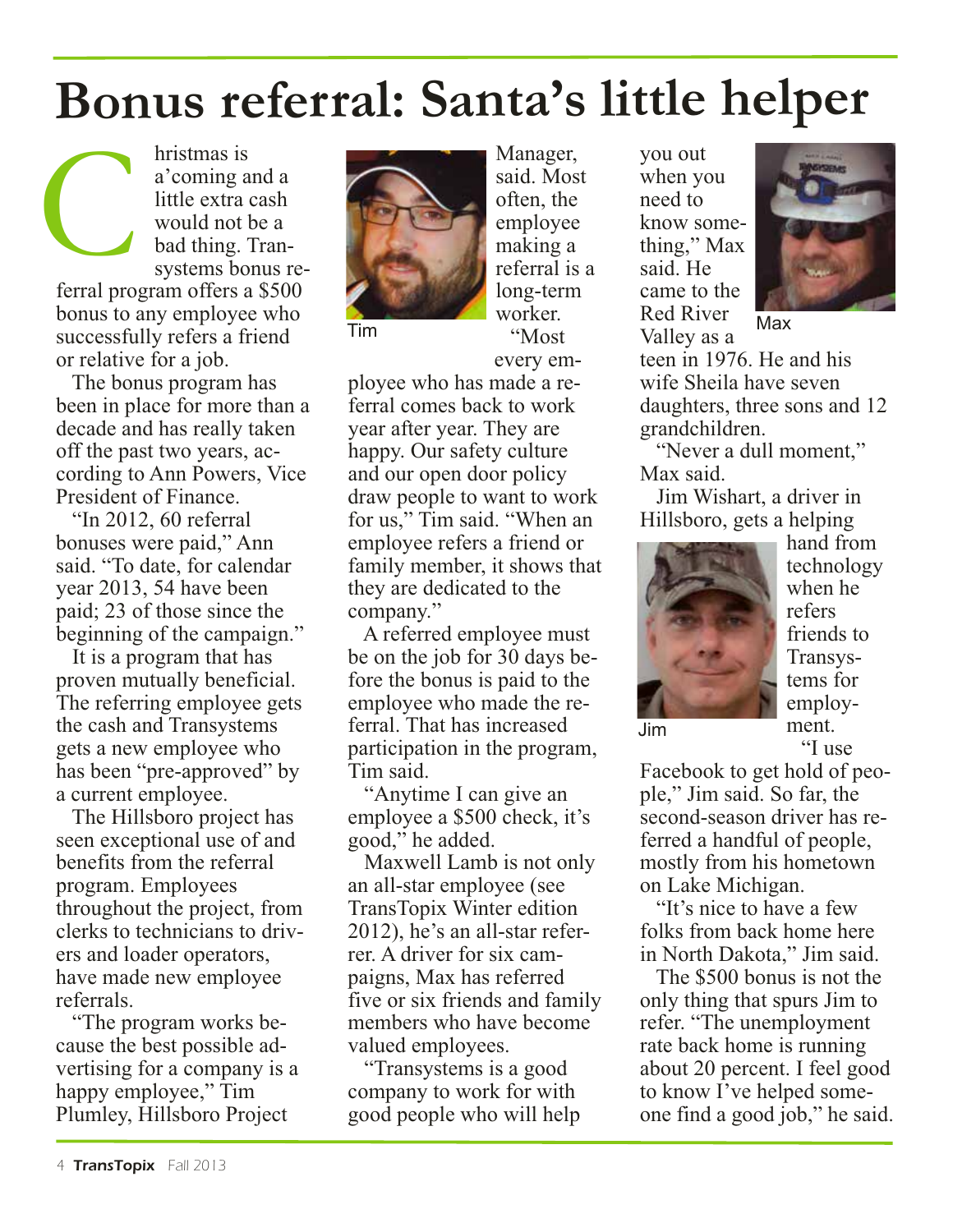# Bonus referral: Santa's little helper

Christmas is a'coming and a little extra cash would not be a bad thing. Transystems bonus referral program offers a $500 bonus to any employee who successfully refers a friend or relative for a job.

The bonus program has been in place for more than a decade and has really taken off the past two years, according to Ann Powers, Vice President of Finance.

"In 2012, 60 referral bonuses were paid," Ann said. "To date, for calendar year 2013, 54 have been paid; 23 of those since the beginning of the campaign."

It is a program that has proven mutually beneficial. The referring employee gets the cash and Transystems gets a new employee who has been "pre-approved" by a current employee.

The Hillsboro project has seen exceptional use of and benefits from the referral program. Employees throughout the project, from clerks to technicians to drivers and loader operators, have made new employee referrals.

"The program works because the best possible advertising for a company is a happy employee," Tim Plumley, Hillsboro Project Manager, said. Most often, the employee making a referral is a long-term worker.

Tim

"Most every employee who has made a referral comes back to work year after year. They are happy. Our safety culture and our open door policy draw people to want to work for us," Tim said. "When an employee refers a friend or family member, it shows that they are dedicated to the company."

A referred employee must be on the job for 30 days before the bonus is paid to the employee who made the referral. That has increased participation in the program, Tim said.

"Anytime I can give an employee a $500 check, it's good," he added.

Maxwell Lamb is not only an all-star employee (see TransTopix Winter edition 2012), he's an all-star referrer. A driver for six campaigns, Max has referred five or six friends and family members who have become valued employees.

"Transystems is a good company to work for with good people who will help you out when you need to know something," Max said. He came to the Red River Valley as a teen in 1976. He and his wife Sheila have seven daughters, three sons and 12 grandchildren.

Max

"Never a dull moment," Max said.

Jim Wishart, a driver in Hillsboro, gets a helping hand from technology when he refers friends to Transystems for employment.

Jim

"I use Facebook to get hold of people," Jim said. So far, the second-season driver has referred a handful of people, mostly from his hometown on Lake Michigan.

"It's nice to have a few folks from back home here in North Dakota," Jim said.

The $500 bonus is not the only thing that spurs Jim to refer. "The unemployment rate back home is running about 20 percent. I feel good to know I've helped someone find a good job," he said.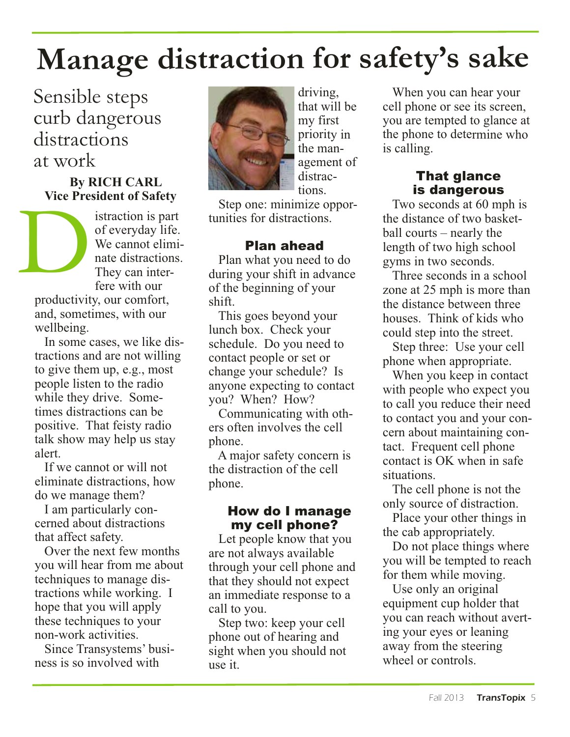# Manage distraction for safety's sake

## Sensible steps curb dangerous distractions at work

**By RICH CARL**
**Vice President of Safety**

Distraction is part of everyday life. We cannot eliminate distractions. They can interfere with our productivity, our comfort, and, sometimes, with our wellbeing.

In some cases, we like distractions and are not willing to give them up, e.g., most people listen to the radio while they drive. Sometimes distractions can be positive. That feisty radio talk show may help us stay alert.

If we cannot or will not eliminate distractions, how do we manage them?

I am particularly concerned about distractions that affect safety.

Over the next few months you will hear from me about techniques to manage distractions while working. I hope that you will apply these techniques to your non-work activities.

Since Transystems' business is so involved with driving, that will be my first priority in the management of distractions.

Step one: minimize opportunities for distractions.

### Plan ahead

Plan what you need to do during your shift in advance of the beginning of your shift.

This goes beyond your lunch box. Check your schedule. Do you need to contact people or set or change your schedule? Is anyone expecting to contact you? When? How?

Communicating with others often involves the cell phone.

A major safety concern is the distraction of the cell phone.

### How do I manage my cell phone?

Let people know that you are not always available through your cell phone and that they should not expect an immediate response to a call to you.

Step two: keep your cell phone out of hearing and sight when you should not use it.

When you can hear your cell phone or see its screen, you are tempted to glance at the phone to determine who is calling.

### That glance is dangerous

Two seconds at 60 mph is the distance of two basketball courts – nearly the length of two high school gyms in two seconds.

Three seconds in a school zone at 25 mph is more than the distance between three houses. Think of kids who could step into the street.

Step three: Use your cell phone when appropriate.

When you keep in contact with people who expect you to call you reduce their need to contact you and your concern about maintaining contact. Frequent cell phone contact is OK when in safe situations.

The cell phone is not the only source of distraction.

Place your other things in the cab appropriately.

Do not place things where you will be tempted to reach for them while moving.

Use only an original equipment cup holder that you can reach without averting your eyes or leaning away from the steering wheel or controls.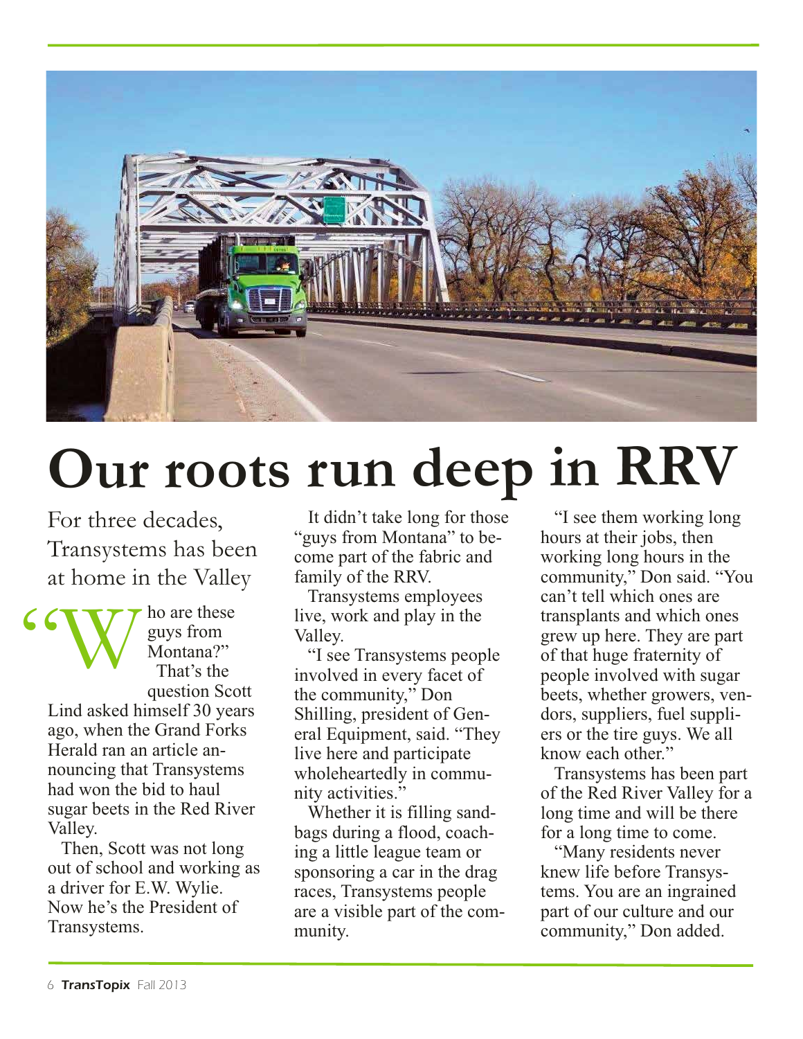# Our roots run deep in RRV

For three decades, Transystems has been at home in the Valley

"Who are these guys from Montana?"

That's the question Scott Lind asked himself 30 years ago, when the Grand Forks Herald ran an article announcing that Transystems had won the bid to haul sugar beets in the Red River Valley.

Then, Scott was not long out of school and working as a driver for E.W. Wylie. Now he's the President of Transystems.

It didn't take long for those "guys from Montana" to become part of the fabric and family of the RRV.

Transystems employees live, work and play in the Valley.

"I see Transystems people involved in every facet of the community," Don Shilling, president of General Equipment, said. "They live here and participate wholeheartedly in community activities."

Whether it is filling sandbags during a flood, coaching a little league team or sponsoring a car in the drag races, Transystems people are a visible part of the community.

"I see them working long hours at their jobs, then working long hours in the community," Don said. "You can't tell which ones are transplants and which ones grew up here. They are part of that huge fraternity of people involved with sugar beets, whether growers, vendors, suppliers, fuel suppliers or the tire guys. We all know each other."

Transystems has been part of the Red River Valley for a long time and will be there for a long time to come.

"Many residents never knew life before Transystems. You are an ingrained part of our culture and our community," Don added.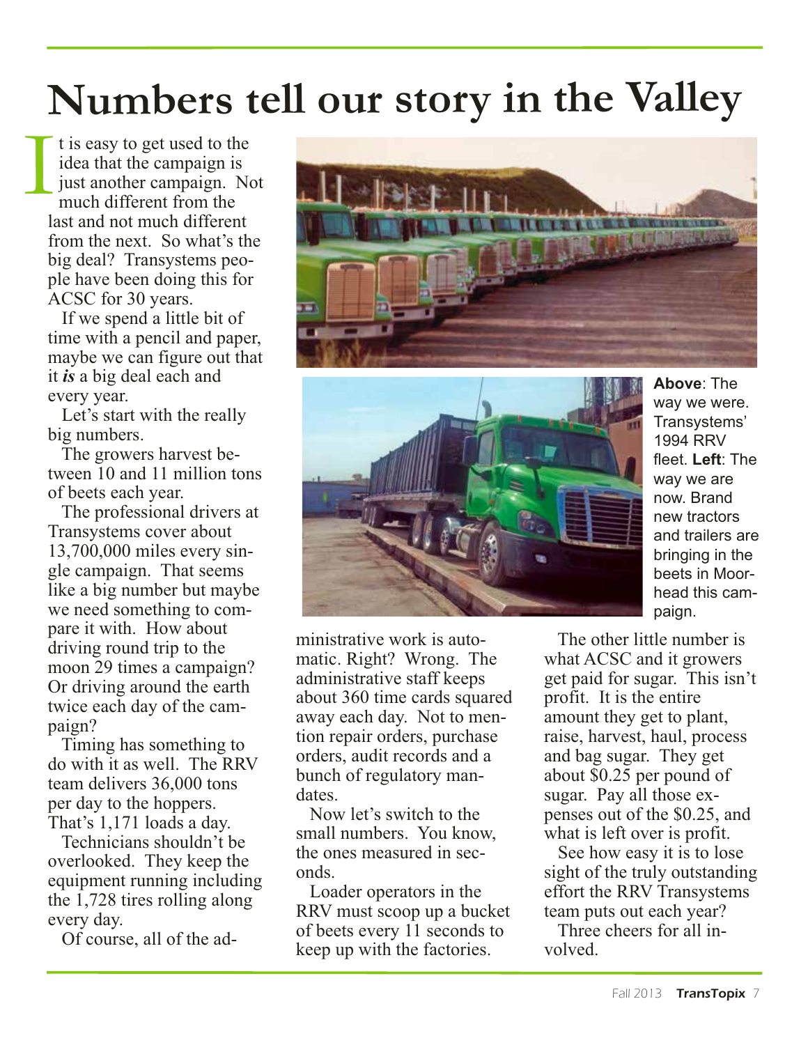# Numbers tell our story in the Valley

It is easy to get used to the idea that the campaign is just another campaign. Not much different from the last and not much different from the next. So what's the big deal? Transystems people have been doing this for ACSC for 30 years.

If we spend a little bit of time with a pencil and paper, maybe we can figure out that it ***is*** a big deal each and every year.

Let's start with the really big numbers.

The growers harvest between 10 and 11 million tons of beets each year.

The professional drivers at Transystems cover about 13,700,000 miles every single campaign. That seems like a big number but maybe we need something to compare it with. How about driving round trip to the moon 29 times a campaign? Or driving around the earth twice each day of the campaign?

Timing has something to do with it as well. The RRV team delivers 36,000 tons per day to the hoppers. That's 1,171 loads a day.

Technicians shouldn't be overlooked. They keep the equipment running including the 1,728 tires rolling along every day.

Of course, all of the administrative work is automatic. Right? Wrong. The administrative staff keeps about 360 time cards squared away each day. Not to mention repair orders, purchase orders, audit records and a bunch of regulatory mandates.

Now let's switch to the small numbers. You know, the ones measured in seconds.

Loader operators in the RRV must scoop up a bucket of beets every 11 seconds to keep up with the factories.

**Above**: The way we were. Transystems' 1994 RRV fleet. **Left**: The way we are now. Brand new tractors and trailers are bringing in the beets in Moorhead this campaign.

The other little number is what ACSC and it growers get paid for sugar. This isn't profit. It is the entire amount they get to plant, raise, harvest, haul, process and bag sugar. They get about $0.25 per pound of sugar. Pay all those expenses out of the $0.25, and what is left over is profit.

See how easy it is to lose sight of the truly outstanding effort the RRV Transystems team puts out each year?

Three cheers for all involved.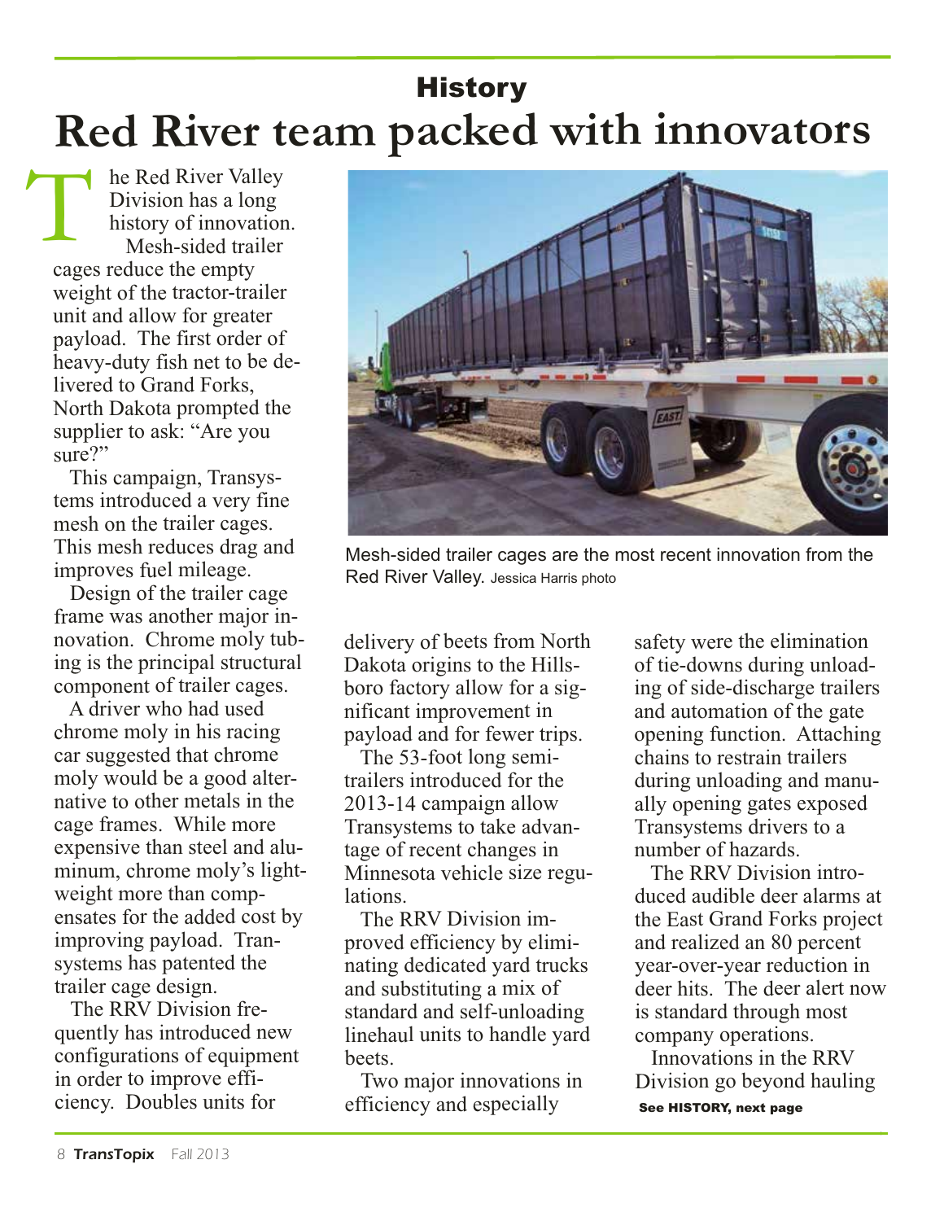## History

# Red River team packed with innovators

The Red River Valley Division has a long history of innovation.

Mesh-sided trailer cages reduce the empty weight of the tractor-trailer unit and allow for greater payload. The first order of heavy-duty fish net to be delivered to Grand Forks, North Dakota prompted the supplier to ask: "Are you sure?"

This campaign, Transystems introduced a very fine mesh on the trailer cages. This mesh reduces drag and improves fuel mileage.

Design of the trailer cage frame was another major innovation. Chrome moly tubing is the principal structural component of trailer cages.

A driver who had used chrome moly in his racing car suggested that chrome moly would be a good alternative to other metals in the cage frames. While more expensive than steel and aluminum, chrome moly's lightweight more than compensates for the added cost by improving payload. Transystems has patented the trailer cage design.

The RRV Division frequently has introduced new configurations of equipment in order to improve efficiency. Doubles units for delivery of beets from North Dakota origins to the Hillsboro factory allow for a significant improvement in payload and for fewer trips.

The 53-foot long semi-trailers introduced for the 2013-14 campaign allow Transystems to take advantage of recent changes in Minnesota vehicle size regulations.

The RRV Division improved efficiency by eliminating dedicated yard trucks and substituting a mix of standard and self-unloading linehaul units to handle yard beets.

Two major innovations in efficiency and especially safety were the elimination of tie-downs during unloading of side-discharge trailers and automation of the gate opening function. Attaching chains to restrain trailers during unloading and manually opening gates exposed Transystems drivers to a number of hazards.

The RRV Division introduced audible deer alarms at the East Grand Forks project and realized an 80 percent year-over-year reduction in deer hits. The deer alert now is standard through most company operations.

Innovations in the RRV Division go beyond hauling

**See HISTORY, next page**

Mesh-sided trailer cages are the most recent innovation from the Red River Valley. Jessica Harris photo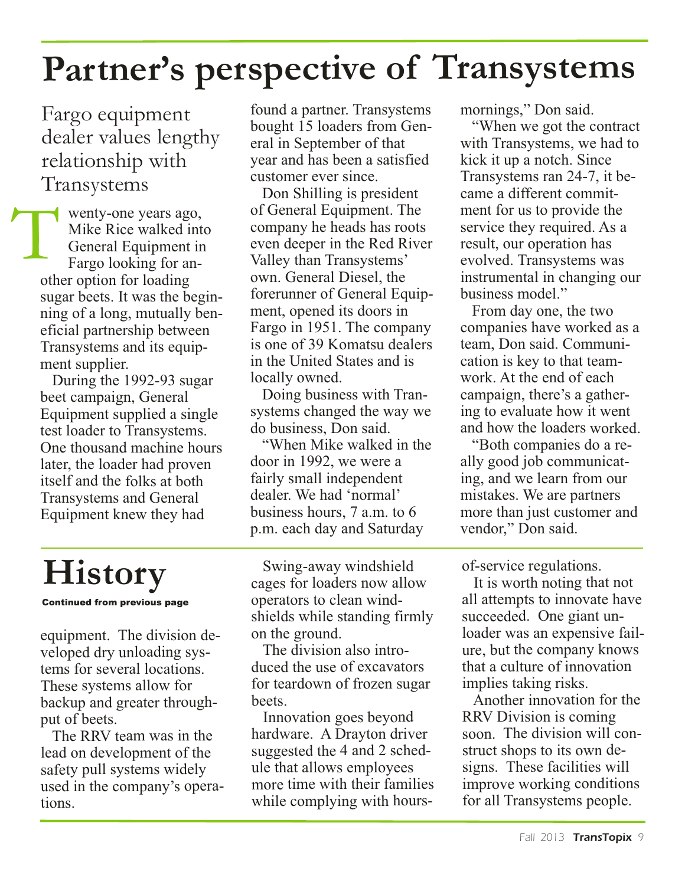# Partner's perspective of Transystems

## Fargo equipment dealer values lengthy relationship with Transystems

Twenty-one years ago, Mike Rice walked into General Equipment in Fargo looking for another option for loading sugar beets. It was the beginning of a long, mutually beneficial partnership between Transystems and its equipment supplier.

During the 1992-93 sugar beet campaign, General Equipment supplied a single test loader to Transystems. One thousand machine hours later, the loader had proven itself and the folks at both Transystems and General Equipment knew they had found a partner. Transystems bought 15 loaders from General in September of that year and has been a satisfied customer ever since.

Don Shilling is president of General Equipment. The company he heads has roots even deeper in the Red River Valley than Transystems' own. General Diesel, the forerunner of General Equipment, opened its doors in Fargo in 1951. The company is one of 39 Komatsu dealers in the United States and is locally owned.

Doing business with Transystems changed the way we do business, Don said.

"When Mike walked in the door in 1992, we were a fairly small independent dealer. We had 'normal' business hours, 7 a.m. to 6 p.m. each day and Saturday mornings," Don said.

"When we got the contract with Transystems, we had to kick it up a notch. Since Transystems ran 24-7, it became a different commitment for us to provide the service they required. As a result, our operation has evolved. Transystems was instrumental in changing our business model."

From day one, the two companies have worked as a team, Don said. Communication is key to that teamwork. At the end of each campaign, there's a gathering to evaluate how it went and how the loaders worked.

"Both companies do a really good job communicating, and we learn from our mistakes. We are partners more than just customer and vendor," Don said.

# History

**Continued from previous page**

equipment. The division developed dry unloading systems for several locations. These systems allow for backup and greater throughput of beets.

The RRV team was in the lead on development of the safety pull systems widely used in the company's operations.

Swing-away windshield cages for loaders now allow operators to clean windshields while standing firmly on the ground.

The division also introduced the use of excavators for teardown of frozen sugar beets.

Innovation goes beyond hardware. A Drayton driver suggested the 4 and 2 schedule that allows employees more time with their families while complying with hours-of-service regulations.

It is worth noting that not all attempts to innovate have succeeded. One giant unloader was an expensive failure, but the company knows that a culture of innovation implies taking risks.

Another innovation for the RRV Division is coming soon. The division will construct shops to its own designs. These facilities will improve working conditions for all Transystems people.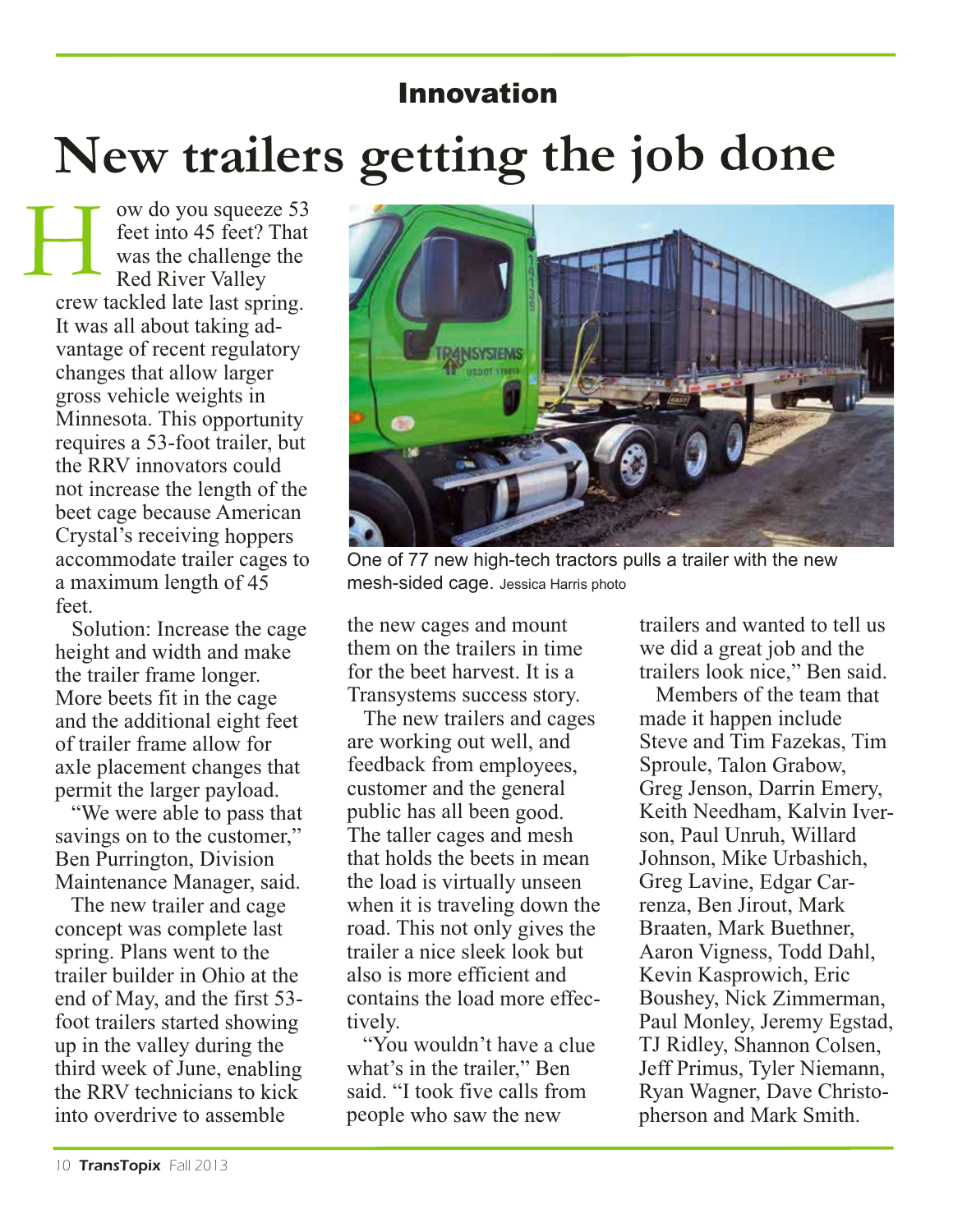## Innovation

# New trailers getting the job done

How do you squeeze 53 feet into 45 feet? That was the challenge the Red River Valley crew tackled late last spring. It was all about taking advantage of recent regulatory changes that allow larger gross vehicle weights in Minnesota. This opportunity requires a 53-foot trailer, but the RRV innovators could not increase the length of the beet cage because American Crystal's receiving hoppers accommodate trailer cages to a maximum length of 45 feet.

Solution: Increase the cage height and width and make the trailer frame longer. More beets fit in the cage and the additional eight feet of trailer frame allow for axle placement changes that permit the larger payload.

"We were able to pass that savings on to the customer," Ben Purrington, Division Maintenance Manager, said.

The new trailer and cage concept was complete last spring. Plans went to the trailer builder in Ohio at the end of May, and the first 53-foot trailers started showing up in the valley during the third week of June, enabling the RRV technicians to kick into overdrive to assemble the new cages and mount them on the trailers in time for the beet harvest. It is a Transystems success story.

One of 77 new high-tech tractors pulls a trailer with the new mesh-sided cage. Jessica Harris photo

The new trailers and cages are working out well, and feedback from employees, customer and the general public has all been good. The taller cages and mesh that holds the beets in mean the load is virtually unseen when it is traveling down the road. This not only gives the trailer a nice sleek look but also is more efficient and contains the load more effectively.

"You wouldn't have a clue what's in the trailer," Ben said. "I took five calls from people who saw the new trailers and wanted to tell us we did a great job and the trailers look nice," Ben said.

Members of the team that made it happen include Steve and Tim Fazekas, Tim Sproule, Talon Grabow, Greg Jenson, Darrin Emery, Keith Needham, Kalvin Iverson, Paul Unruh, Willard Johnson, Mike Urbashich, Greg Lavine, Edgar Carrenza, Ben Jirout, Mark Braaten, Mark Buethner, Aaron Vigness, Todd Dahl, Kevin Kasprowich, Eric Boushey, Nick Zimmerman, Paul Monley, Jeremy Egstad, TJ Ridley, Shannon Colsen, Jeff Primus, Tyler Niemann, Ryan Wagner, Dave Christopherson and Mark Smith.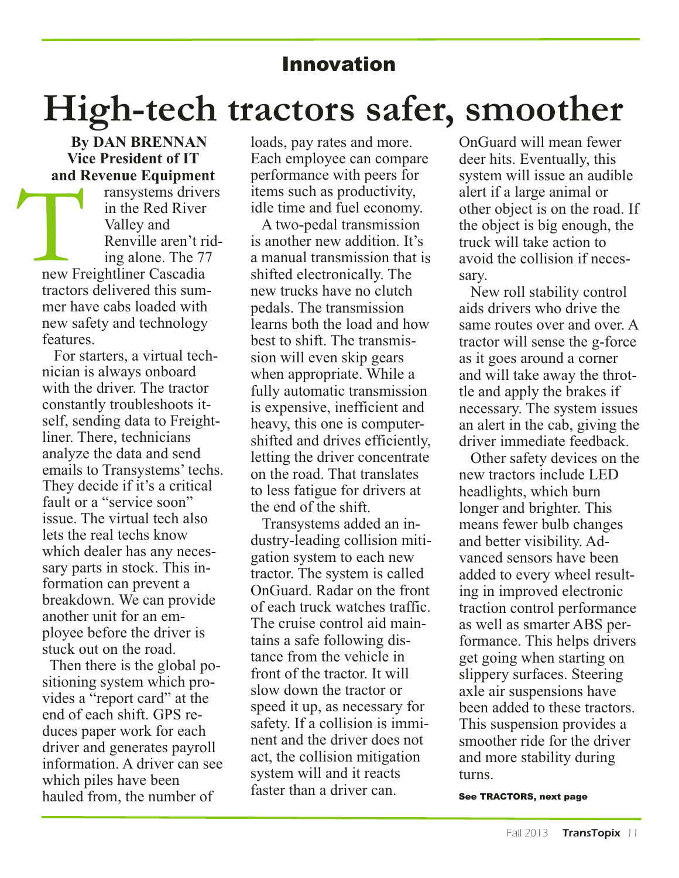## Innovation

# High-tech tractors safer, smoother

**By DAN BRENNAN**
**Vice President of IT and Revenue Equipment**

Transystems drivers in the Red River Valley and Renville aren't riding alone. The 77 new Freightliner Cascadia tractors delivered this summer have cabs loaded with new safety and technology features.

For starters, a virtual technician is always onboard with the driver. The tractor constantly troubleshoots itself, sending data to Freightliner. There, technicians analyze the data and send emails to Transystems' techs. They decide if it's a critical fault or a "service soon" issue. The virtual tech also lets the real techs know which dealer has any necessary parts in stock. This information can prevent a breakdown. We can provide another unit for an employee before the driver is stuck out on the road.

Then there is the global positioning system which provides a "report card" at the end of each shift. GPS reduces paper work for each driver and generates payroll information. A driver can see which piles have been hauled from, the number of loads, pay rates and more. Each employee can compare performance with peers for items such as productivity, idle time and fuel economy.

A two-pedal transmission is another new addition. It's a manual transmission that is shifted electronically. The new trucks have no clutch pedals. The transmission learns both the load and how best to shift. The transmission will even skip gears when appropriate. While a fully automatic transmission is expensive, inefficient and heavy, this one is computer-shifted and drives efficiently, letting the driver concentrate on the road. That translates to less fatigue for drivers at the end of the shift.

Transystems added an industry-leading collision mitigation system to each new tractor. The system is called OnGuard. Radar on the front of each truck watches traffic. The cruise control aid maintains a safe following distance from the vehicle in front of the tractor. It will slow down the tractor or speed it up, as necessary for safety. If a collision is imminent and the driver does not act, the collision mitigation system will and it reacts faster than a driver can.

OnGuard will mean fewer deer hits. Eventually, this system will issue an audible alert if a large animal or other object is on the road. If the object is big enough, the truck will take action to avoid the collision if necessary.

New roll stability control aids drivers who drive the same routes over and over. A tractor will sense the g-force as it goes around a corner and will take away the throttle and apply the brakes if necessary. The system issues an alert in the cab, giving the driver immediate feedback.

Other safety devices on the new tractors include LED headlights, which burn longer and brighter. This means fewer bulb changes and better visibility. Advanced sensors have been added to every wheel resulting in improved electronic traction control performance as well as smarter ABS performance. This helps drivers get going when starting on slippery surfaces. Steering axle air suspensions have been added to these tractors. This suspension provides a smoother ride for the driver and more stability during turns.

**See TRACTORS, next page**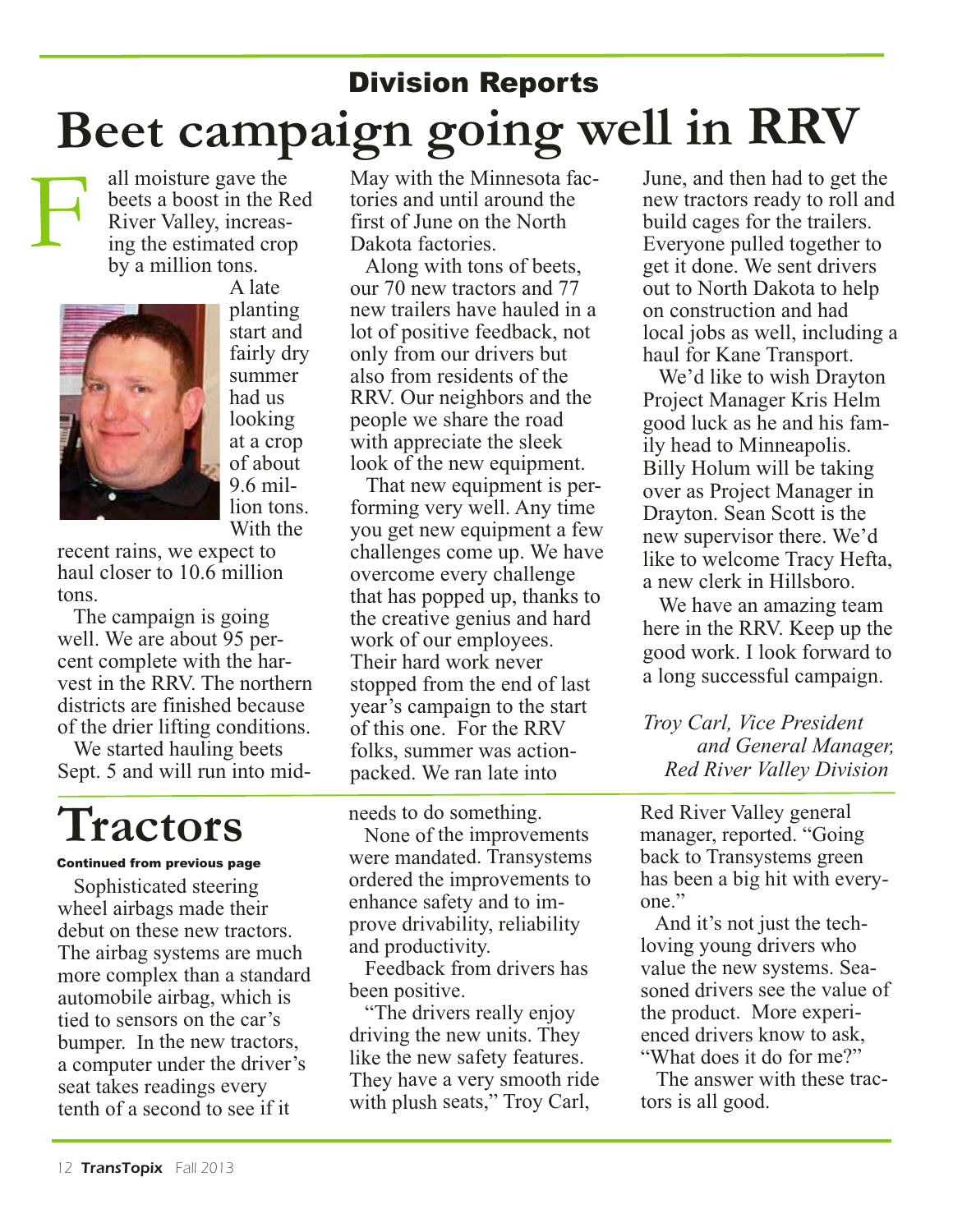## Division Reports

# Beet campaign going well in RRV

Fall moisture gave the beets a boost in the Red River Valley, increasing the estimated crop by a million tons.

A late planting start and fairly dry summer had us looking at a crop of about 9.6 million tons. With the recent rains, we expect to haul closer to 10.6 million tons.

The campaign is going well. We are about 95 percent complete with the harvest in the RRV. The northern districts are finished because of the drier lifting conditions.

We started hauling beets Sept. 5 and will run into mid-May with the Minnesota factories and until around the first of June on the North Dakota factories.

Along with tons of beets, our 70 new tractors and 77 new trailers have hauled in a lot of positive feedback, not only from our drivers but also from residents of the RRV. Our neighbors and the people we share the road with appreciate the sleek look of the new equipment.

That new equipment is performing very well. Any time you get new equipment a few challenges come up. We have overcome every challenge that has popped up, thanks to the creative genius and hard work of our employees. Their hard work never stopped from the end of last year's campaign to the start of this one. For the RRV folks, summer was action-packed. We ran late into June, and then had to get the new tractors ready to roll and build cages for the trailers. Everyone pulled together to get it done. We sent drivers out to North Dakota to help on construction and had local jobs as well, including a haul for Kane Transport.

We'd like to wish Drayton Project Manager Kris Helm good luck as he and his family head to Minneapolis. Billy Holum will be taking over as Project Manager in Drayton. Sean Scott is the new supervisor there. We'd like to welcome Tracy Hefta, a new clerk in Hillsboro.

We have an amazing team here in the RRV. Keep up the good work. I look forward to a long successful campaign.

*Troy Carl, Vice President and General Manager, Red River Valley Division*

# Tractors

**Continued from previous page**

Sophisticated steering wheel airbags made their debut on these new tractors. The airbag systems are much more complex than a standard automobile airbag, which is tied to sensors on the car's bumper. In the new tractors, a computer under the driver's seat takes readings every tenth of a second to see if it needs to do something.

None of the improvements were mandated. Transystems ordered the improvements to enhance safety and to improve drivability, reliability and productivity.

Feedback from drivers has been positive.

"The drivers really enjoy driving the new units. They like the new safety features. They have a very smooth ride with plush seats," Troy Carl, Red River Valley general manager, reported. "Going back to Transystems green has been a big hit with everyone."

And it's not just the tech-loving young drivers who value the new systems. Seasoned drivers see the value of the product. More experienced drivers know to ask, "What does it do for me?"

The answer with these tractors is all good.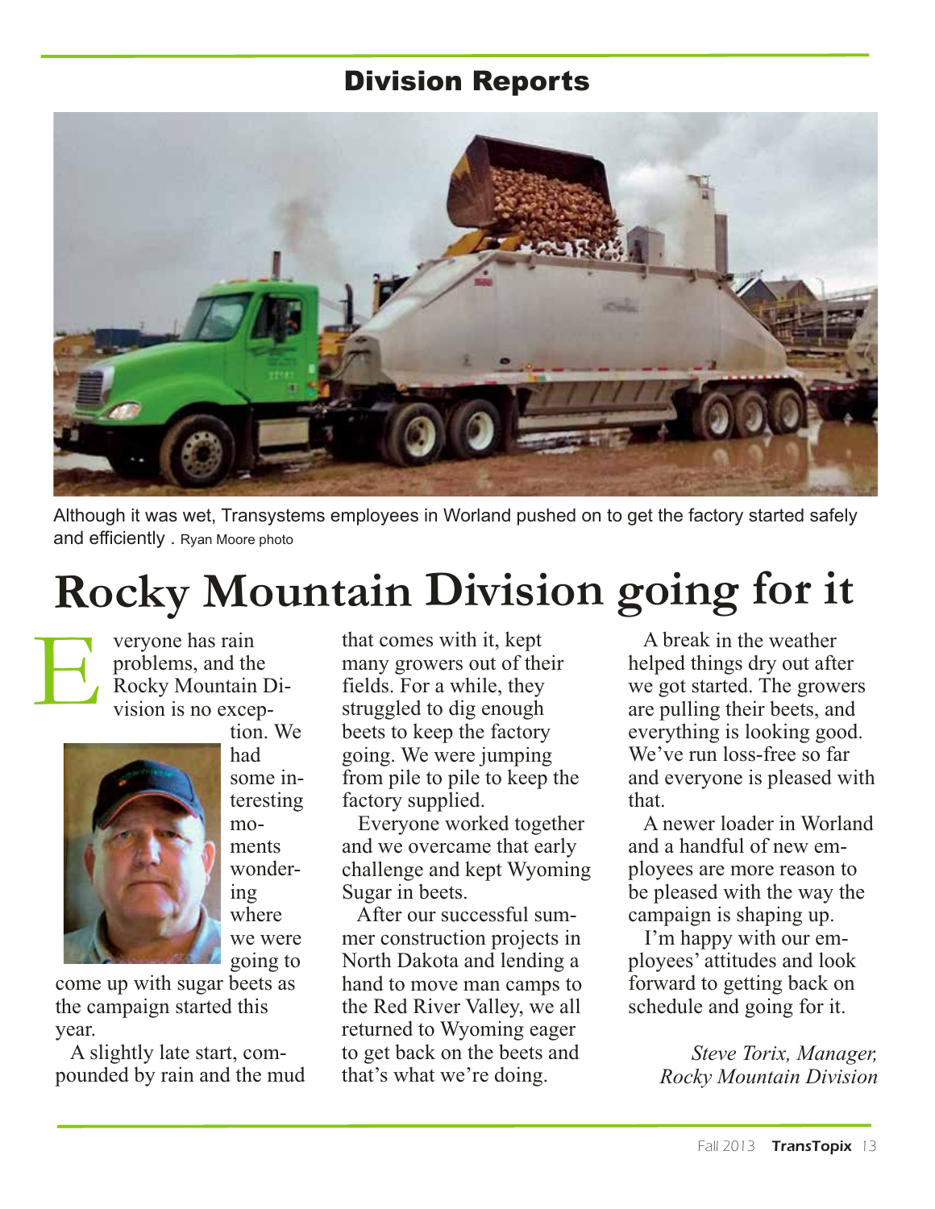## Division Reports

Although it was wet, Transystems employees in Worland pushed on to get the factory started safely and efficiently . Ryan Moore photo

# Rocky Mountain Division going for it

Everyone has rain problems, and the Rocky Mountain Division is no exception. We had some interesting moments wondering where we were going to come up with sugar beets as the campaign started this year.

A slightly late start, compounded by rain and the mud that comes with it, kept many growers out of their fields. For a while, they struggled to dig enough beets to keep the factory going. We were jumping from pile to pile to keep the factory supplied.

Everyone worked together and we overcame that early challenge and kept Wyoming Sugar in beets.

After our successful summer construction projects in North Dakota and lending a hand to move man camps to the Red River Valley, we all returned to Wyoming eager to get back on the beets and that's what we're doing.

A break in the weather helped things dry out after we got started. The growers are pulling their beets, and everything is looking good. We've run loss-free so far and everyone is pleased with that.

A newer loader in Worland and a handful of new employees are more reason to be pleased with the way the campaign is shaping up.

I'm happy with our employees' attitudes and look forward to getting back on schedule and going for it.

*Steve Torix, Manager,*
*Rocky Mountain Division*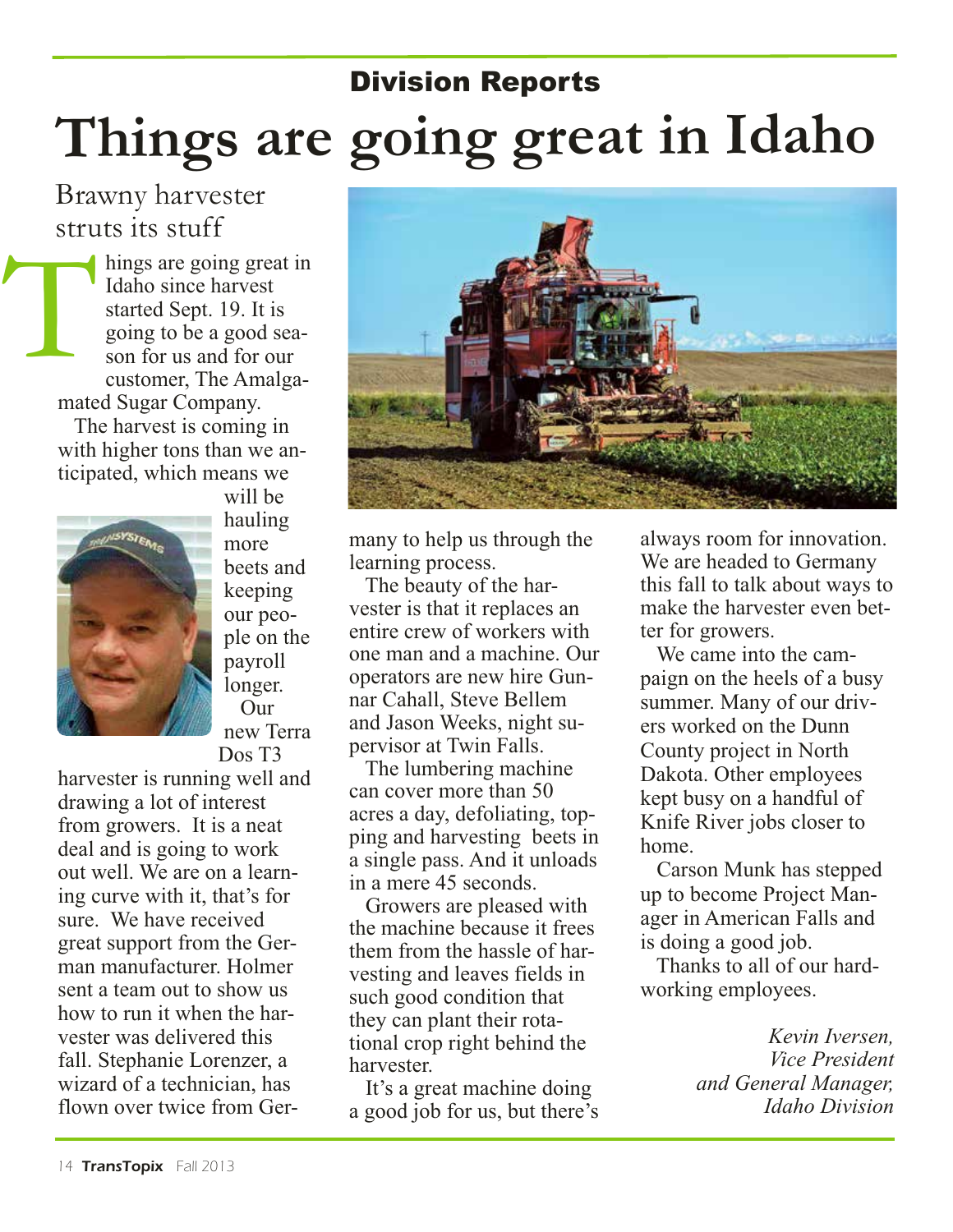## Division Reports

# Things are going great in Idaho

### Brawny harvester struts its stuff

Things are going great in Idaho since harvest started Sept. 19. It is going to be a good season for us and for our customer, The Amalgamated Sugar Company.

The harvest is coming in with higher tons than we anticipated, which means we will be hauling more beets and keeping our people on the payroll longer.

Our new Terra Dos T3 harvester is running well and drawing a lot of interest from growers. It is a neat deal and is going to work out well. We are on a learning curve with it, that's for sure. We have received great support from the German manufacturer. Holmer sent a team out to show us how to run it when the harvester was delivered this fall. Stephanie Lorenzer, a wizard of a technician, has flown over twice from Germany to help us through the learning process.

The beauty of the harvester is that it replaces an entire crew of workers with one man and a machine. Our operators are new hire Gunnar Cahall, Steve Bellem and Jason Weeks, night supervisor at Twin Falls.

The lumbering machine can cover more than 50 acres a day, defoliating, topping and harvesting beets in a single pass. And it unloads in a mere 45 seconds.

Growers are pleased with the machine because it frees them from the hassle of harvesting and leaves fields in such good condition that they can plant their rotational crop right behind the harvester.

It's a great machine doing a good job for us, but there's always room for innovation. We are headed to Germany this fall to talk about ways to make the harvester even better for growers.

We came into the campaign on the heels of a busy summer. Many of our drivers worked on the Dunn County project in North Dakota. Other employees kept busy on a handful of Knife River jobs closer to home.

Carson Munk has stepped up to become Project Manager in American Falls and is doing a good job.

Thanks to all of our hardworking employees.

*Kevin Iversen,*
*Vice President*
*and General Manager,*
*Idaho Division*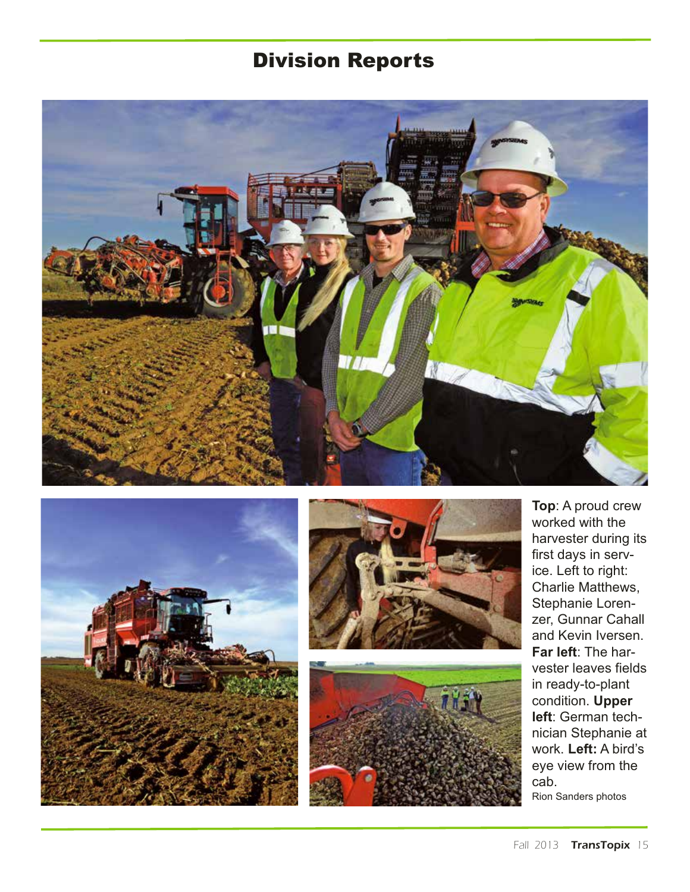# Division Reports

**Top**: A proud crew worked with the harvester during its first days in service. Left to right: Charlie Matthews, Stephanie Lorenzer, Gunnar Cahall and Kevin Iversen. **Far left**: The harvester leaves fields in ready-to-plant condition. **Upper left**: German technician Stephanie at work. **Left:** A bird's eye view from the cab.

Rion Sanders photos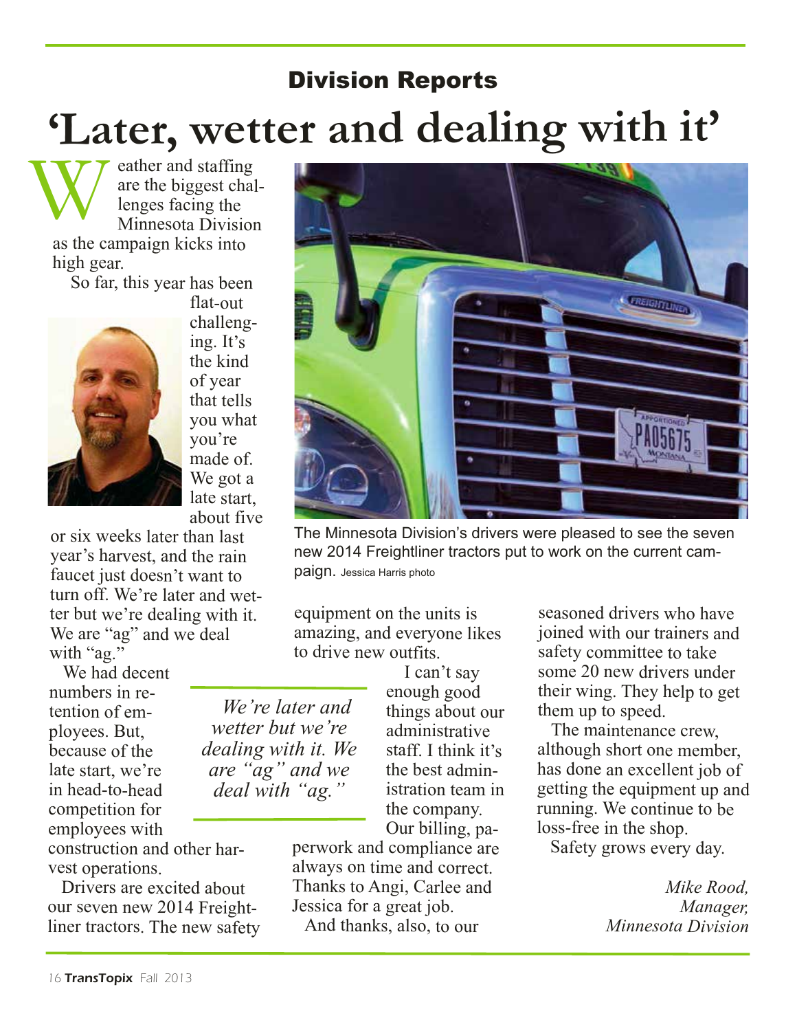## Division Reports

# 'Later, wetter and dealing with it'

Weather and staffing are the biggest challenges facing the Minnesota Division as the campaign kicks into high gear.

So far, this year has been flat-out challenging. It's the kind of year that tells you what you're made of. We got a late start, about five or six weeks later than last year's harvest, and the rain faucet just doesn't want to turn off. We're later and wetter but we're dealing with it. We are "ag" and we deal with "ag."

We had decent numbers in retention of employees. But, because of the late start, we're in head-to-head competition for employees with construction and other harvest operations.

Drivers are excited about our seven new 2014 Freightliner tractors. The new safety equipment on the units is amazing, and everyone likes to drive new outfits.

*We're later and wetter but we're dealing with it. We are "ag" and we deal with "ag."*

I can't say enough good things about our administrative staff. I think it's the best administration team in the company. Our billing, paperwork and compliance are always on time and correct. Thanks to Angi, Carlee and Jessica for a great job.

And thanks, also, to our seasoned drivers who have joined with our trainers and safety committee to take some 20 new drivers under their wing. They help to get them up to speed.

The maintenance crew, although short one member, has done an excellent job of getting the equipment up and running. We continue to be loss-free in the shop.

Safety grows every day.

*Mike Rood,*
*Manager,*
*Minnesota Division*

The Minnesota Division's drivers were pleased to see the seven new 2014 Freightliner tractors put to work on the current campaign. Jessica Harris photo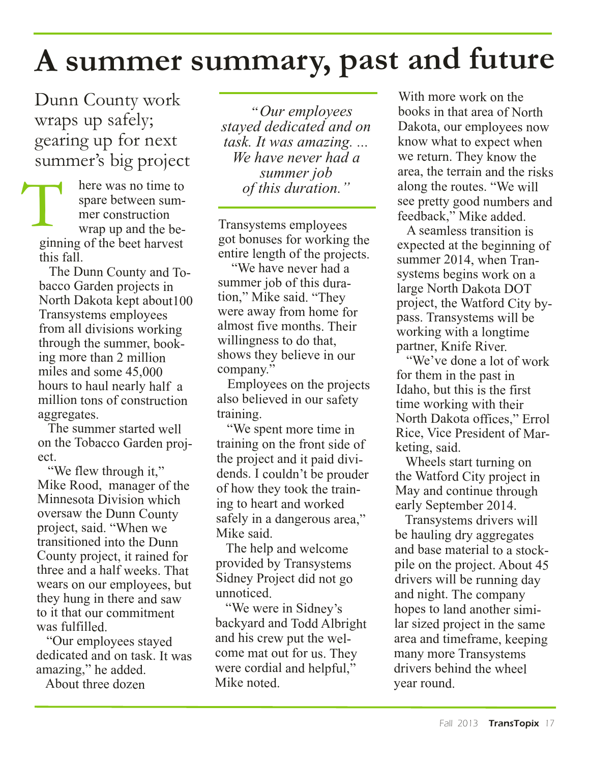# A summer summary, past and future

## Dunn County work wraps up safely; gearing up for next summer's big project

There was no time to spare between summer construction wrap up and the beginning of the beet harvest this fall.

The Dunn County and Tobacco Garden projects in North Dakota kept about100 Transystems employees from all divisions working through the summer, booking more than 2 million miles and some 45,000 hours to haul nearly half a million tons of construction aggregates.

The summer started well on the Tobacco Garden project.

"We flew through it," Mike Rood, manager of the Minnesota Division which oversaw the Dunn County project, said. "When we transitioned into the Dunn County project, it rained for three and a half weeks. That wears on our employees, but they hung in there and saw to it that our commitment was fulfilled.

"Our employees stayed dedicated and on task. It was amazing," he added.

About three dozen Transystems employees got bonuses for working the entire length of the projects.

*"Our employees stayed dedicated and on task. It was amazing. ... We have never had a summer job of this duration."*

"We have never had a summer job of this duration," Mike said. "They were away from home for almost five months. Their willingness to do that, shows they believe in our company."

Employees on the projects also believed in our safety training.

"We spent more time in training on the front side of the project and it paid dividends. I couldn't be prouder of how they took the training to heart and worked safely in a dangerous area," Mike said.

The help and welcome provided by Transystems Sidney Project did not go unnoticed.

"We were in Sidney's backyard and Todd Albright and his crew put the welcome mat out for us. They were cordial and helpful," Mike noted.

With more work on the books in that area of North Dakota, our employees now know what to expect when we return. They know the area, the terrain and the risks along the routes. "We will see pretty good numbers and feedback," Mike added.

A seamless transition is expected at the beginning of summer 2014, when Transystems begins work on a large North Dakota DOT project, the Watford City bypass. Transystems will be working with a longtime partner, Knife River.

"We've done a lot of work for them in the past in Idaho, but this is the first time working with their North Dakota offices," Errol Rice, Vice President of Marketing, said.

Wheels start turning on the Watford City project in May and continue through early September 2014.

Transystems drivers will be hauling dry aggregates and base material to a stockpile on the project. About 45 drivers will be running day and night. The company hopes to land another similar sized project in the same area and timeframe, keeping many more Transystems drivers behind the wheel year round.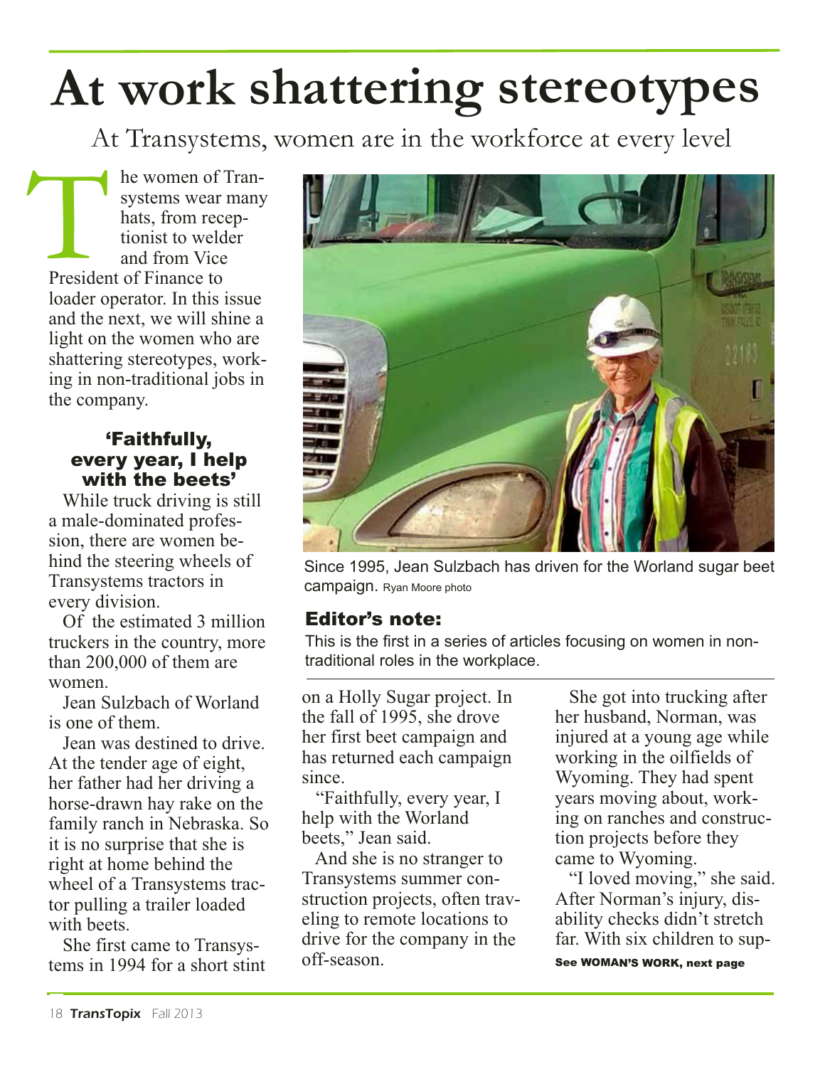# At work shattering stereotypes

At Transystems, women are in the workforce at every level

The women of Transystems wear many hats, from receptionist to welder and from Vice President of Finance to loader operator. In this issue and the next, we will shine a light on the women who are shattering stereotypes, working in non-traditional jobs in the company.

### 'Faithfully, every year, I help with the beets'

While truck driving is still a male-dominated profession, there are women behind the steering wheels of Transystems tractors in every division.

Of the estimated 3 million truckers in the country, more than 200,000 of them are women.

Jean Sulzbach of Worland is one of them.

Jean was destined to drive. At the tender age of eight, her father had her driving a horse-drawn hay rake on the family ranch in Nebraska. So it is no surprise that she is right at home behind the wheel of a Transystems tractor pulling a trailer loaded with beets.

She first came to Transystems in 1994 for a short stint on a Holly Sugar project. In the fall of 1995, she drove her first beet campaign and has returned each campaign since.

"Faithfully, every year, I help with the Worland beets," Jean said.

And she is no stranger to Transystems summer construction projects, often traveling to remote locations to drive for the company in the off-season.

She got into trucking after her husband, Norman, was injured at a young age while working in the oilfields of Wyoming. They had spent years moving about, working on ranches and construction projects before they came to Wyoming.

"I loved moving," she said. After Norman's injury, disability checks didn't stretch far. With six children to sup-

See WOMAN'S WORK, next page

Since 1995, Jean Sulzbach has driven for the Worland sugar beet campaign. Ryan Moore photo

**Editor's note:**

This is the first in a series of articles focusing on women in non-traditional roles in the workplace.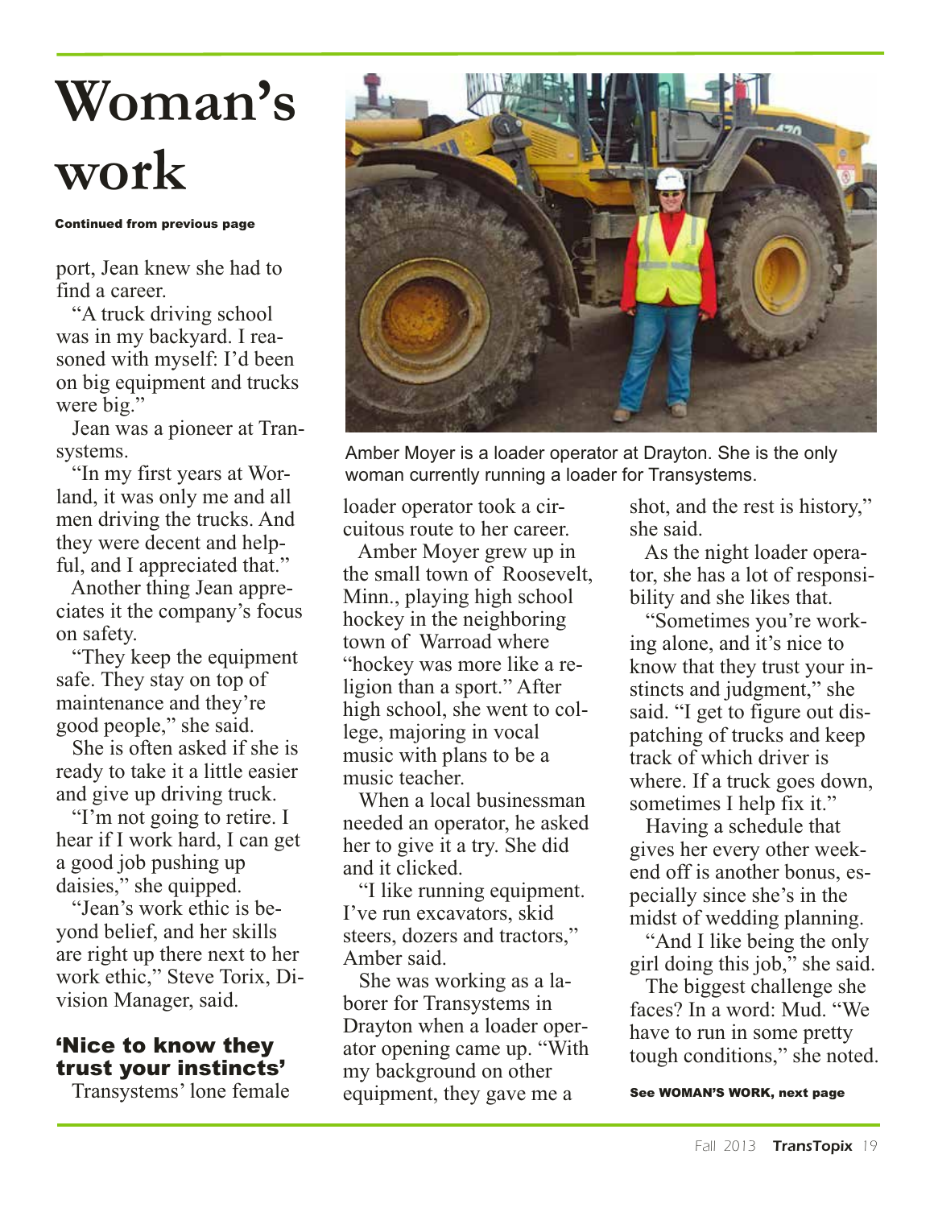# Woman's work

**Continued from previous page**

port, Jean knew she had to find a career.

"A truck driving school was in my backyard. I reasoned with myself: I'd been on big equipment and trucks were big."

Jean was a pioneer at Transystems.

"In my first years at Worland, it was only me and all men driving the trucks. And they were decent and helpful, and I appreciated that."

Another thing Jean appreciates it the company's focus on safety.

"They keep the equipment safe. They stay on top of maintenance and they're good people," she said.

She is often asked if she is ready to take it a little easier and give up driving truck.

"I'm not going to retire. I hear if I work hard, I can get a good job pushing up daisies," she quipped.

"Jean's work ethic is beyond belief, and her skills are right up there next to her work ethic," Steve Torix, Division Manager, said.

## 'Nice to know they trust your instincts'

Transystems' lone female loader operator took a circuitous route to her career.

Amber Moyer is a loader operator at Drayton. She is the only woman currently running a loader for Transystems.

Amber Moyer grew up in the small town of Roosevelt, Minn., playing high school hockey in the neighboring town of Warroad where "hockey was more like a religion than a sport." After high school, she went to college, majoring in vocal music with plans to be a music teacher.

When a local businessman needed an operator, he asked her to give it a try. She did and it clicked.

"I like running equipment. I've run excavators, skid steers, dozers and tractors," Amber said.

She was working as a laborer for Transystems in Drayton when a loader operator opening came up. "With my background on other equipment, they gave me a shot, and the rest is history," she said.

As the night loader operator, she has a lot of responsibility and she likes that.

"Sometimes you're working alone, and it's nice to know that they trust your instincts and judgment," she said. "I get to figure out dispatching of trucks and keep track of which driver is where. If a truck goes down, sometimes I help fix it."

Having a schedule that gives her every other weekend off is another bonus, especially since she's in the midst of wedding planning.

"And I like being the only girl doing this job," she said.

The biggest challenge she faces? In a word: Mud. "We have to run in some pretty tough conditions," she noted.

**See WOMAN'S WORK, next page**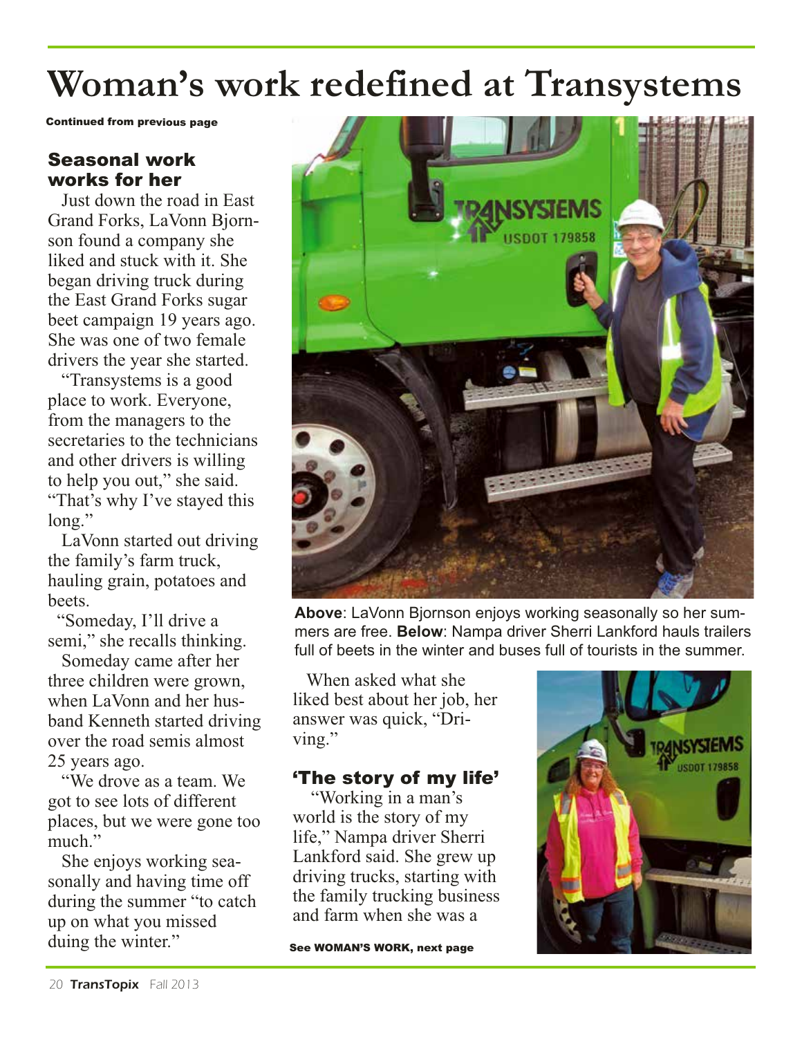# Woman's work redefined at Transystems

**Continued from previous page**

## Seasonal work works for her

Just down the road in East Grand Forks, LaVonn Bjornson found a company she liked and stuck with it. She began driving truck during the East Grand Forks sugar beet campaign 19 years ago. She was one of two female drivers the year she started.

"Transystems is a good place to work. Everyone, from the managers to the secretaries to the technicians and other drivers is willing to help you out," she said. "That's why I've stayed this long."

LaVonn started out driving the family's farm truck, hauling grain, potatoes and beets.

"Someday, I'll drive a semi," she recalls thinking.

Someday came after her three children were grown, when LaVonn and her husband Kenneth started driving over the road semis almost 25 years ago.

"We drove as a team. We got to see lots of different places, but we were gone too much."

She enjoys working seasonally and having time off during the summer "to catch up on what you missed duing the winter."

**Above**: LaVonn Bjornson enjoys working seasonally so her summers are free. **Below**: Nampa driver Sherri Lankford hauls trailers full of beets in the winter and buses full of tourists in the summer.

When asked what she liked best about her job, her answer was quick, "Driving."

## 'The story of my life'

"Working in a man's world is the story of my life," Nampa driver Sherri Lankford said. She grew up driving trucks, starting with the family trucking business and farm when she was a

**See WOMAN'S WORK, next page**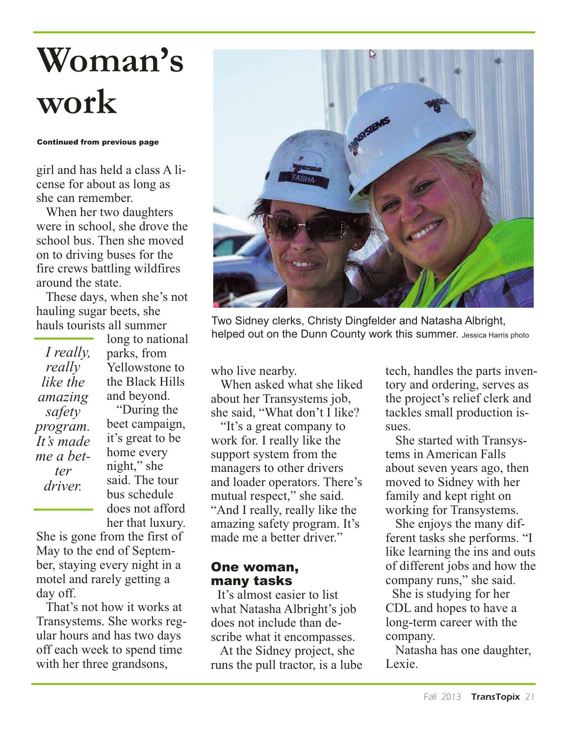# Woman's work

**Continued from previous page**

girl and has held a class A license for about as long as she can remember.

When her two daughters were in school, she drove the school bus. Then she moved on to driving buses for the fire crews battling wildfires around the state.

These days, when she's not hauling sugar beets, she hauls tourists all summer long to national parks, from Yellowstone to the Black Hills and beyond.

> *I really, really like the amazing safety program. It's made me a better driver.*

"During the beet campaign, it's great to be home every night," she said. The tour bus schedule does not afford her that luxury. She is gone from the first of May to the end of September, staying every night in a motel and rarely getting a day off.

That's not how it works at Transystems. She works regular hours and has two days off each week to spend time with her three grandsons, who live nearby.

When asked what she liked about her Transystems job, she said, "What don't I like?

"It's a great company to work for. I really like the support system from the managers to other drivers and loader operators. There's mutual respect," she said. "And I really, really like the amazing safety program. It's made me a better driver."

Two Sidney clerks, Christy Dingfelder and Natasha Albright, helped out on the Dunn County work this summer. Jessica Harris photo

## One woman, many tasks

It's almost easier to list what Natasha Albright's job does not include than describe what it encompasses.

At the Sidney project, she runs the pull tractor, is a lube tech, handles the parts inventory and ordering, serves as the project's relief clerk and tackles small production issues.

She started with Transystems in American Falls about seven years ago, then moved to Sidney with her family and kept right on working for Transystems.

She enjoys the many different tasks she performs. "I like learning the ins and outs of different jobs and how the company runs," she said.

She is studying for her CDL and hopes to have a long-term career with the company.

Natasha has one daughter, Lexie.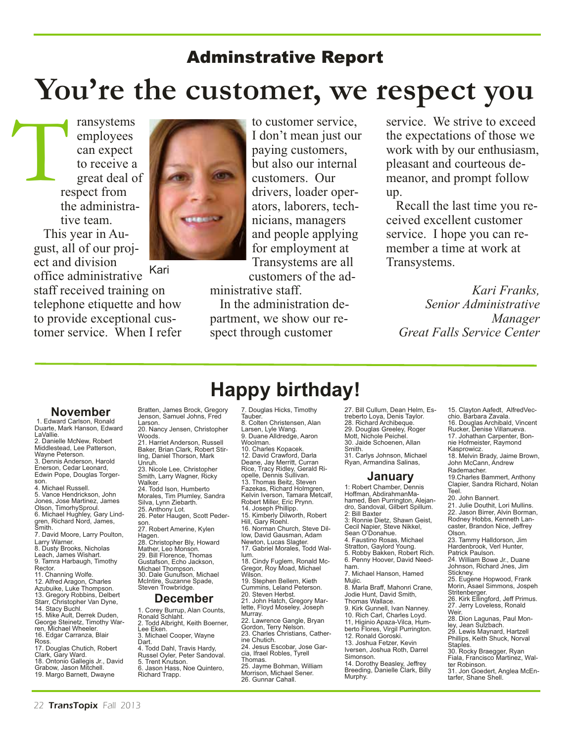## Adminstrative Report

# You're the customer, we respect you

Transystems employees can expect to receive a great deal of respect from the administrative team.

This year in August, all of our project and division office administrative staff received training on telephone etiquette and how to provide exceptional customer service. When I refer to customer service, I don't mean just our paying customers, but also our internal customers. Our drivers, loader operators, laborers, technicians, managers and people applying for employment at Transystems are all customers of the administrative staff.

Kari

In the administration department, we show our respect through customer service. We strive to exceed the expectations of those we work with by our enthusiasm, pleasant and courteous demeanor, and prompt follow up.

Recall the last time you received excellent customer service. I hope you can remember a time at work at Transystems.

*Kari Franks,*
*Senior Administrative Manager*
*Great Falls Service Center*

# Happy birthday!

### November

1. Edward Carlson, Ronald Duarte, Mark Hanson, Edward LaVallie.
2. Danielle McNew, Robert Middlestead, Lee Patterson, Wayne Peterson.
3. Dennis Anderson, Harold Enerson, Cedar Leonard, Edwin Pope, Douglas Torgerson.
4. Michael Russell.
5. Vance Hendrickson, John Jones, Jose Martinez, James Olson, TimorhySproul.
6. Michael Hughley, Gary Lindgren, Richard Nord, James, Smith.
7. David Moore, Larry Poulton, Larry Warner.
8. Dusty Brooks, Nicholas Leach, James Wishart.
9. Tamra Harbaugh, Timothy Rector.
11. Channing Wolfe.
12. Alfred Aragon, Charles Azubuike, Luke Thompson.
13. Gregory Robbins, Delbert Starr, Christopher Van Dyne,
14. Stacy Buchl.
15. Mike Ault, Derrek Duden, George Steinetz, Timothy Warren, Michael Wheeler.
16. Edgar Carranza, Blair Ross.
17. Douglas Chutich, Robert Clark, Gary Ward.
18. Ontonio Gallegis Jr., David Grabow, Jason Mitchell.
19. Margo Barnett, Dwayne Bratten, James Brock, Gregory Jenson, Samuel Johns, Fred Larson.
20. Nancy Jensen, Christopher Woods.
21. Harriet Anderson, Russell Baker, Brian Clark, Robert Stirling, Daniel Thorson, Mark Unruh.
23. Nicole Lee, Christopher Smith, Larry Wagner, Ricky Walker.
24. Todd Ison, Humberto Morales, Tim Plumley, Sandra Silva, Lynn Ziebarth.
25. Anthony Lot.
26. Peter Haugen, Scott Pederson.
27. Robert Amerine, Kylen Hagen.
28. Christopher Bly, Howard Mather, Leo Monson.
29. Bill Florence, Thomas Gustafson, Echo Jackson, Michael Thompson.
30. Dale Gunufson, Michael McIntire, Suzanne Spade, Steven Trowbridge.

### December

1. Corey Burrup, Alan Counts, Ronald Schlaht.
2. Todd Albright, Keith Boerner, Lee Eken.
3. Michael Cooper, Wayne Dart.
4. Todd Dahl, Travis Hardy, Russel Oyler, Peter Sandoval.
5. Trent Knutson.
6. Jason Hass, Noe Quintero, Richard Trapp.
7. Douglas Hicks, Timothy Tauber.
8. Colten Christensen, Alan Larsen, Lyle Wang.
9. Duane Alldredge, Aaron Woolman.
10. Charles Kopacek.
12. David Crawford, Darla Deane, Jay Merritt, Curran Rice, Tracy Ridley, Gerald Riopelle, Dennis Sullivan.
13. Thomas Beitz, Steven Fazekas, Richard Holmgren, Kelvin Iverson, Tamara Metcalf, Robert Miller, Eric Prynn.
14. Joseph Phillipp.
15. Kimberly Dilworth, Robert Hill, Gary Roehl.
16. Norman Church, Steve Dillow, David Gausman, Adam Newton, Lucas Slagter.
17. Gabriel Morales, Todd Wallum.
18. Cindy Fuglem, Ronald McGregor, Roy Moad, Michael Wilson.
19. Stephen Bellem, Kieth Cummins, Leland Peterson.
20. Steven Herbst.
21. John Hatch, Gregory Marlette, Floyd Moseley, Joseph Murray.
22. Lawrence Gangle, Bryan Gordon, Terry Nelson.
23. Charles Christians, Catherine Chutich.
24. Jesus Escobar, Jose Garcia, Ifrael Robles, Tyrell Thomas.
25. Jayme Bohman, William Morrison, Michael Sener.
26. Gunnar Cahall.
27. Bill Cullum, Dean Helm, Estreberto Loya, Denis Taylor.
28. Richard Archibeque.
29. Douglas Greeley, Roger Mott, Nichole Peichel.
30. Jaide Schoenen, Allan Smith.
31. Carlys Johnson, Michael Ryan, Armandina Salinas,

### January

1: Robert Chamber, Dennis Hoffman, AbdirahmanMahamed, Ben Purrington, Alejandro, Sandoval, Gilbert Spillum.
2: Bill Baxter
3: Ronnie Dietz, Shawn Geist, Cecil Napier, Steve Nikkel, Sean O'Donahue.
4. Faustino Rosas, Michael Stratton, Gaylord Young.
5. Robby Bakken, Robert Rich.
6. Penny Hoover, David Needham.
7. Michael Hanson, Hamed Mujic.
8. Marla Braff, Mahonri Crane, Jodie Hunt, David Smith, Thomas Wallace.
9. Kirk Gunnell, Ivan Nanney.
10. Rich Carl, Charles Loyd.
11, Higinio Apaza-Vilca, Humberto Flores, Virgil Purrington.
12. Ronald Goroski.
13. Joshua Fetzer, Kevin Iversen, Joshua Roth, Darrel Simonson.
14. Dorothy Beasley, Jeffrey Breeding, Danielle Clark, Billy Murphy.
15. Clayton Aafedt, AlfredVecchio. Barbara Zavala.
16. Douglas Archibald, Vincent Rucker, Denise Villanueva.
17. Johathan Carpenter, Bonnie Hofmeister, Raymond Kasprowicz.
18. Melvin Brady, Jaime Brown, John McCann, Andrew Rademacher.
19.Charles Bammert, Anthony Clapier, Sandra Richard, Nolan Teel.
20. John Bannert.
21. Julie Douthit, Lori Mullins.
22. Jason Birrer, Alvin Borman, Rodney Hobbs, Kenneth Lancaster, Brandon Nice, Jeffrey Olson.
23. Tammy Halldorson, Jim Hardenbrook, Verl Hunter, Patrick Paulson.
24. William Bowe Jr., Duane Johnson, Richard Jnes, Jim Stickney.
25. Eugene Hopwood, Frank Morin, Asael Simmons, Jospeh Stritenberger.
26. Kirk Ellingford, Jeff Primus.
27. Jerry Loveless, Ronald Weir.
28. Dion Lagunas, Paul Monley, Jean Sulzbach.
29. Lewis Maynard, Hartzell Phillips, Keith Shuck, Norval Staples.
30. Rocky Braegger, Ryan Fiala, Francisco Martinez, Walter Robinson.
31. Jon Goedert, Anglea McEntarfer, Shane Shell.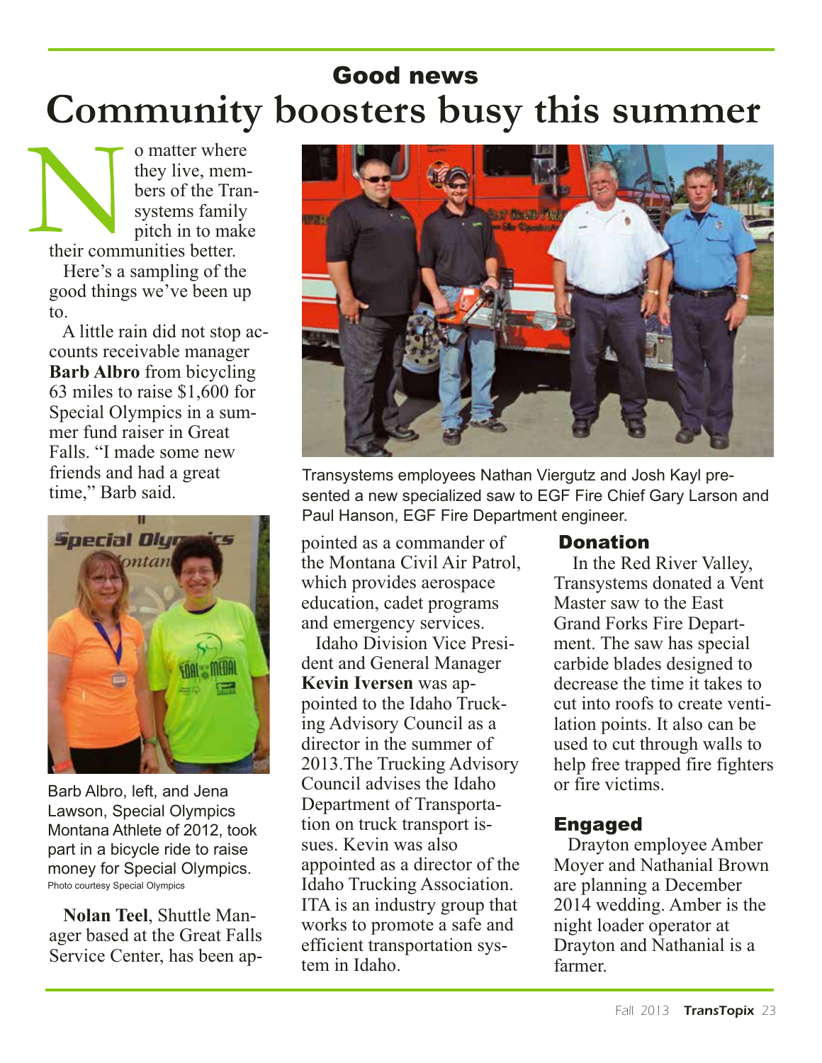## Good news

# Community boosters busy this summer

No matter where they live, members of the Transystems family pitch in to make their communities better.

Here's a sampling of the good things we've been up to.

A little rain did not stop accounts receivable manager **Barb Albro** from bicycling 63 miles to raise $1,600 for Special Olympics in a summer fund raiser in Great Falls. "I made some new friends and had a great time," Barb said.

Barb Albro, left, and Jena Lawson, Special Olympics Montana Athlete of 2012, took part in a bicycle ride to raise money for Special Olympics.
Photo courtesy Special Olympics

**Nolan Teel**, Shuttle Manager based at the Great Falls Service Center, has been appointed as a commander of the Montana Civil Air Patrol, which provides aerospace education, cadet programs and emergency services.

Idaho Division Vice President and General Manager **Kevin Iversen** was appointed to the Idaho Trucking Advisory Council as a director in the summer of 2013.The Trucking Advisory Council advises the Idaho Department of Transportation on truck transport issues. Kevin was also appointed as a director of the Idaho Trucking Association. ITA is an industry group that works to promote a safe and efficient transportation system in Idaho.

Transystems employees Nathan Viergutz and Josh Kayl presented a new specialized saw to EGF Fire Chief Gary Larson and Paul Hanson, EGF Fire Department engineer.

### Donation

In the Red River Valley, Transystems donated a Vent Master saw to the East Grand Forks Fire Department. The saw has special carbide blades designed to decrease the time it takes to cut into roofs to create ventilation points. It also can be used to cut through walls to help free trapped fire fighters or fire victims.

### Engaged

Drayton employee Amber Moyer and Nathanial Brown are planning a December 2014 wedding. Amber is the night loader operator at Drayton and Nathanial is a farmer.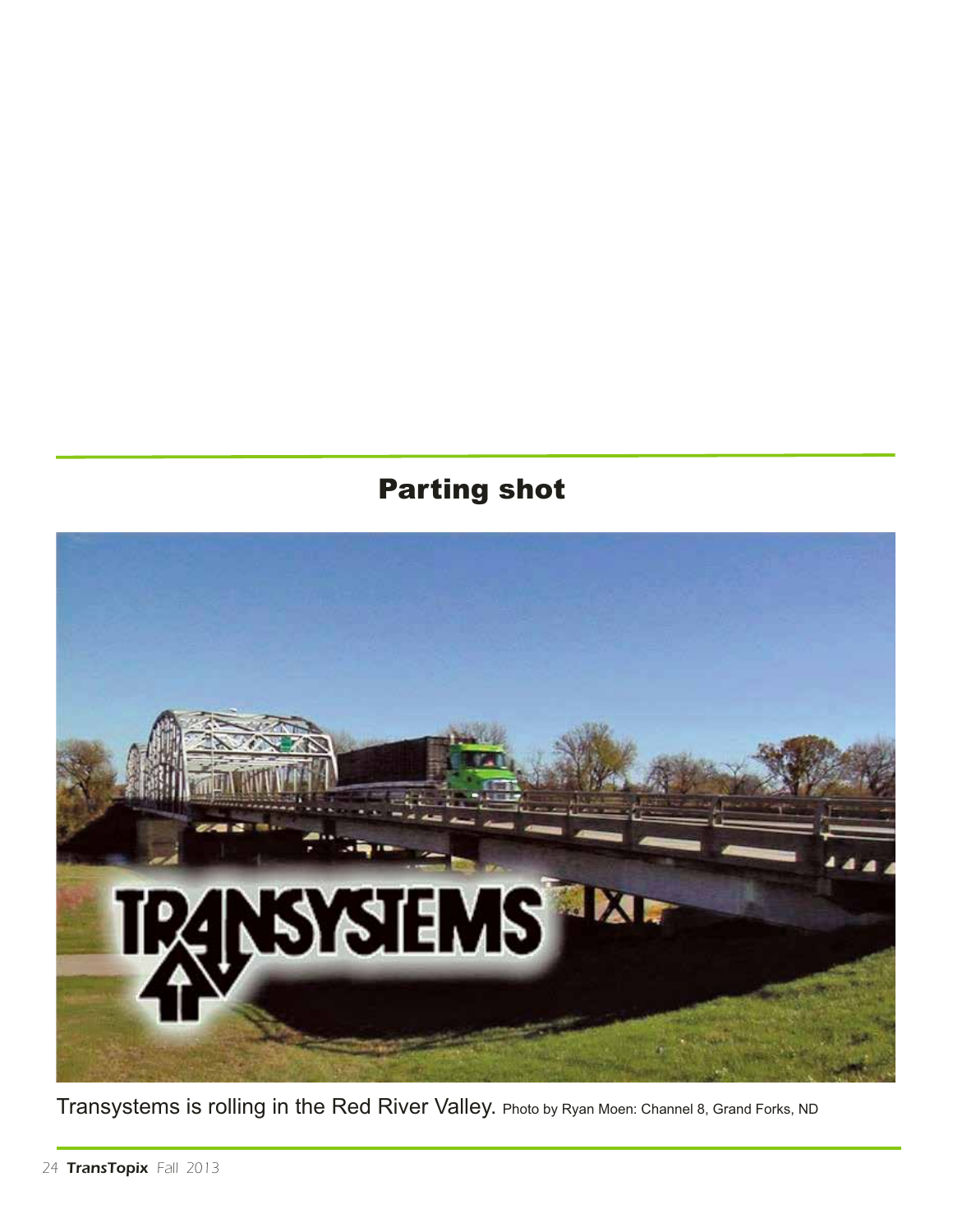## Parting shot

Transystems is rolling in the Red River Valley. Photo by Ryan Moen: Channel 8, Grand Forks, ND